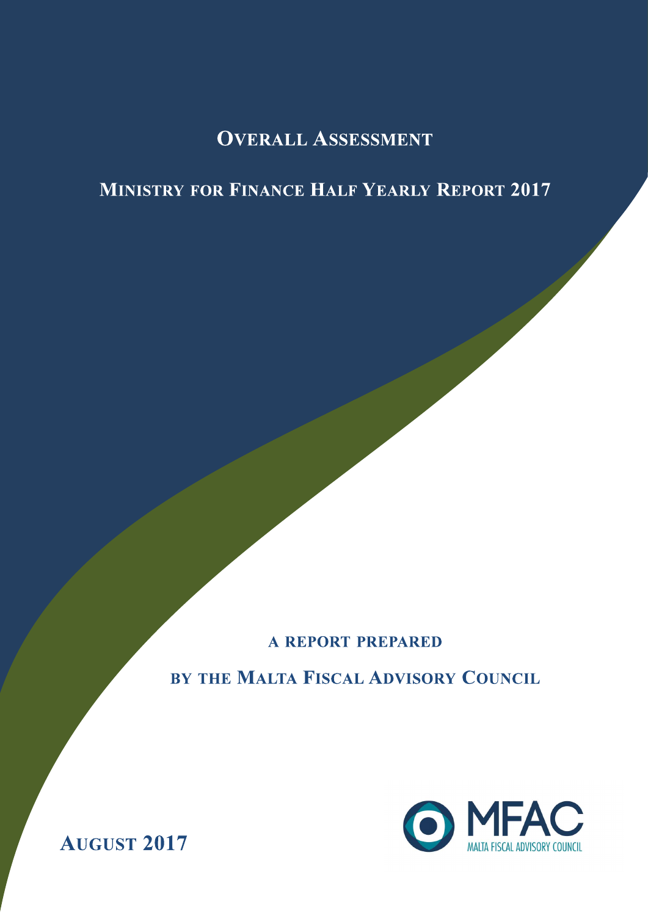# Overall Assessment

## Ministry for Finance Half Yearly Report 2017

A REPORT PREPARED

BY THE MALTA FISCAL ADVISORY COUNCIL

MFAC

MALTA FISCAL ADVISORY COUNCIL

AUGUST 2017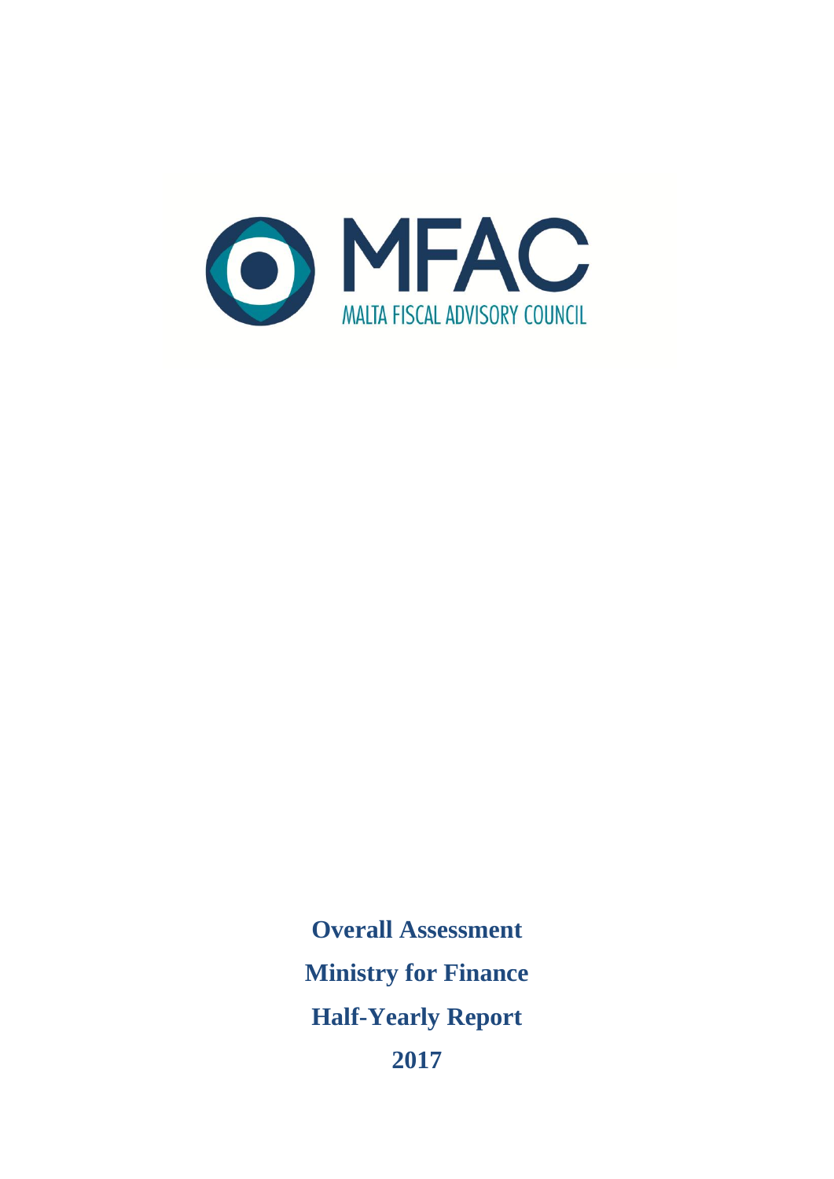MFAC

MALTA FISCAL ADVISORY COUNCIL

**Overall Assessment**

**Ministry for Finance**

**Half-Yearly Report**

**2017**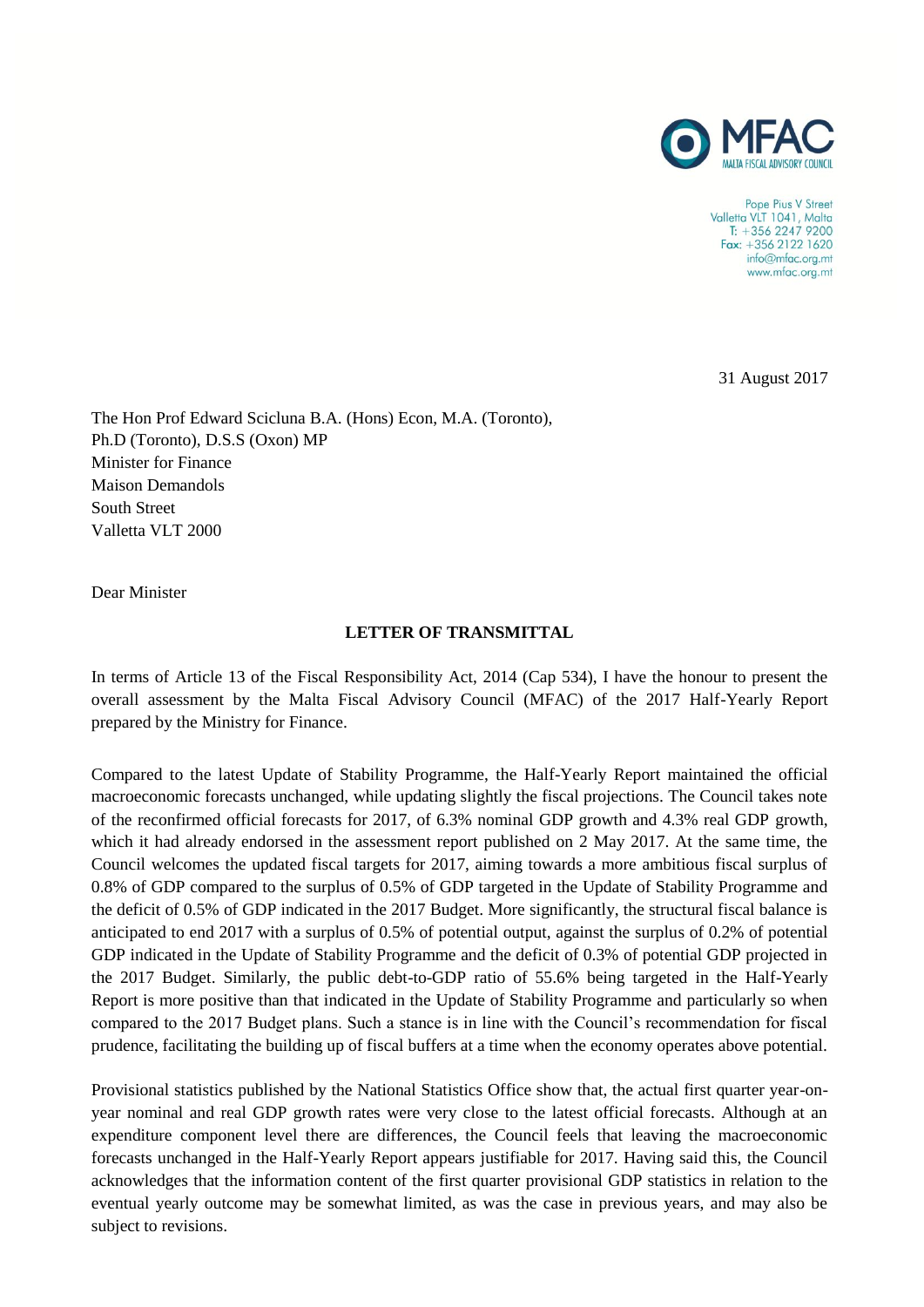MFAC

MALTA FISCAL ADVISORY COUNCIL

Pope Pius V Street
Valletta VLT 1041, Malta
T: +356 2247 9200
Fax: +356 2122 1620
info@mfac.org.mt
www.mfac.org.mt

31 August 2017

The Hon Prof Edward Scicluna B.A. (Hons) Econ, M.A. (Toronto), Ph.D (Toronto), D.S.S (Oxon) MP
Minister for Finance
Maison Demandols
South Street
Valletta VLT 2000

Dear Minister

**LETTER OF TRANSMITTAL**

In terms of Article 13 of the Fiscal Responsibility Act, 2014 (Cap 534), I have the honour to present the overall assessment by the Malta Fiscal Advisory Council (MFAC) of the 2017 Half-Yearly Report prepared by the Ministry for Finance.

Compared to the latest Update of Stability Programme, the Half-Yearly Report maintained the official macroeconomic forecasts unchanged, while updating slightly the fiscal projections. The Council takes note of the reconfirmed official forecasts for 2017, of 6.3% nominal GDP growth and 4.3% real GDP growth, which it had already endorsed in the assessment report published on 2 May 2017. At the same time, the Council welcomes the updated fiscal targets for 2017, aiming towards a more ambitious fiscal surplus of 0.8% of GDP compared to the surplus of 0.5% of GDP targeted in the Update of Stability Programme and the deficit of 0.5% of GDP indicated in the 2017 Budget. More significantly, the structural fiscal balance is anticipated to end 2017 with a surplus of 0.5% of potential output, against the surplus of 0.2% of potential GDP indicated in the Update of Stability Programme and the deficit of 0.3% of potential GDP projected in the 2017 Budget. Similarly, the public debt-to-GDP ratio of 55.6% being targeted in the Half-Yearly Report is more positive than that indicated in the Update of Stability Programme and particularly so when compared to the 2017 Budget plans. Such a stance is in line with the Council's recommendation for fiscal prudence, facilitating the building up of fiscal buffers at a time when the economy operates above potential.

Provisional statistics published by the National Statistics Office show that, the actual first quarter year-on-year nominal and real GDP growth rates were very close to the latest official forecasts. Although at an expenditure component level there are differences, the Council feels that leaving the macroeconomic forecasts unchanged in the Half-Yearly Report appears justifiable for 2017. Having said this, the Council acknowledges that the information content of the first quarter provisional GDP statistics in relation to the eventual yearly outcome may be somewhat limited, as was the case in previous years, and may also be subject to revisions.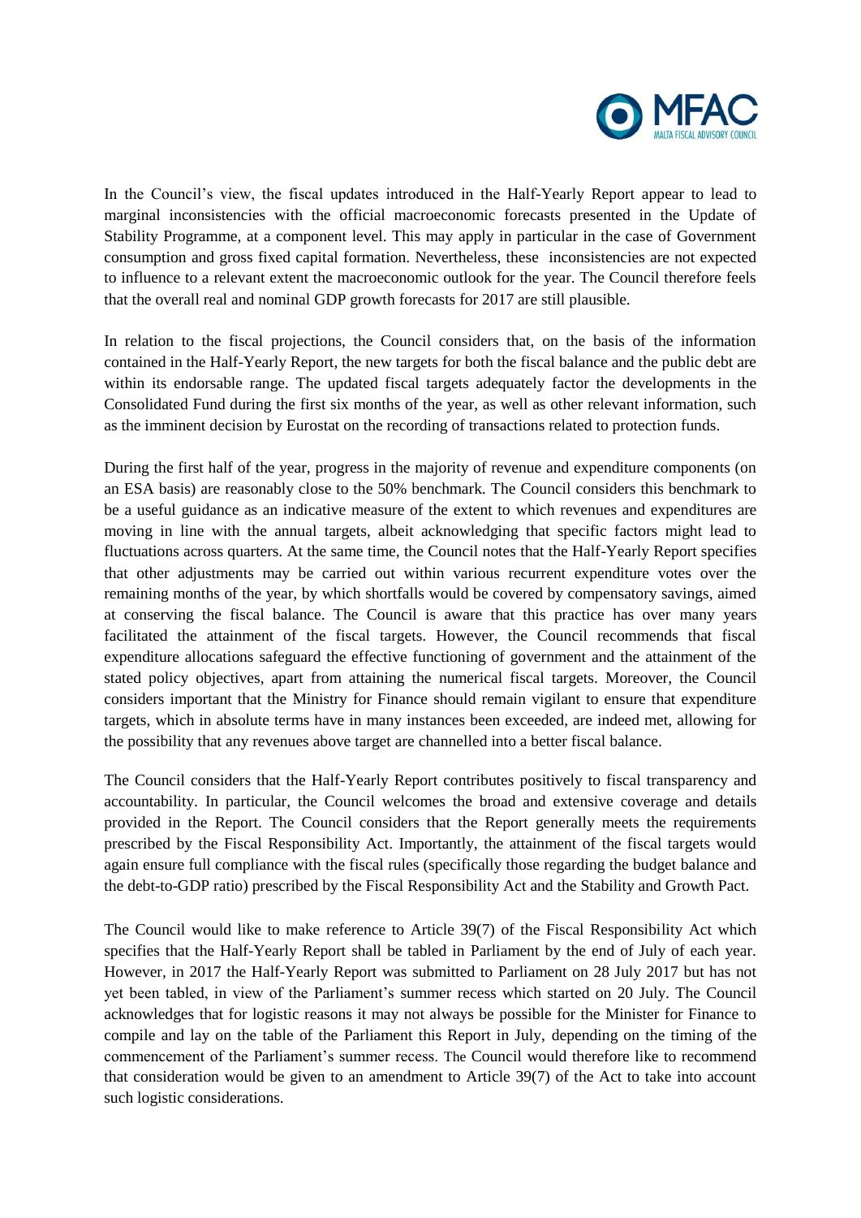In the Council's view, the fiscal updates introduced in the Half-Yearly Report appear to lead to marginal inconsistencies with the official macroeconomic forecasts presented in the Update of Stability Programme, at a component level. This may apply in particular in the case of Government consumption and gross fixed capital formation. Nevertheless, these inconsistencies are not expected to influence to a relevant extent the macroeconomic outlook for the year. The Council therefore feels that the overall real and nominal GDP growth forecasts for 2017 are still plausible.

In relation to the fiscal projections, the Council considers that, on the basis of the information contained in the Half-Yearly Report, the new targets for both the fiscal balance and the public debt are within its endorsable range. The updated fiscal targets adequately factor the developments in the Consolidated Fund during the first six months of the year, as well as other relevant information, such as the imminent decision by Eurostat on the recording of transactions related to protection funds.

During the first half of the year, progress in the majority of revenue and expenditure components (on an ESA basis) are reasonably close to the 50% benchmark. The Council considers this benchmark to be a useful guidance as an indicative measure of the extent to which revenues and expenditures are moving in line with the annual targets, albeit acknowledging that specific factors might lead to fluctuations across quarters. At the same time, the Council notes that the Half-Yearly Report specifies that other adjustments may be carried out within various recurrent expenditure votes over the remaining months of the year, by which shortfalls would be covered by compensatory savings, aimed at conserving the fiscal balance. The Council is aware that this practice has over many years facilitated the attainment of the fiscal targets. However, the Council recommends that fiscal expenditure allocations safeguard the effective functioning of government and the attainment of the stated policy objectives, apart from attaining the numerical fiscal targets. Moreover, the Council considers important that the Ministry for Finance should remain vigilant to ensure that expenditure targets, which in absolute terms have in many instances been exceeded, are indeed met, allowing for the possibility that any revenues above target are channelled into a better fiscal balance.

The Council considers that the Half-Yearly Report contributes positively to fiscal transparency and accountability. In particular, the Council welcomes the broad and extensive coverage and details provided in the Report. The Council considers that the Report generally meets the requirements prescribed by the Fiscal Responsibility Act. Importantly, the attainment of the fiscal targets would again ensure full compliance with the fiscal rules (specifically those regarding the budget balance and the debt-to-GDP ratio) prescribed by the Fiscal Responsibility Act and the Stability and Growth Pact.

The Council would like to make reference to Article 39(7) of the Fiscal Responsibility Act which specifies that the Half-Yearly Report shall be tabled in Parliament by the end of July of each year. However, in 2017 the Half-Yearly Report was submitted to Parliament on 28 July 2017 but has not yet been tabled, in view of the Parliament's summer recess which started on 20 July. The Council acknowledges that for logistic reasons it may not always be possible for the Minister for Finance to compile and lay on the table of the Parliament this Report in July, depending on the timing of the commencement of the Parliament's summer recess. The Council would therefore like to recommend that consideration would be given to an amendment to Article 39(7) of the Act to take into account such logistic considerations.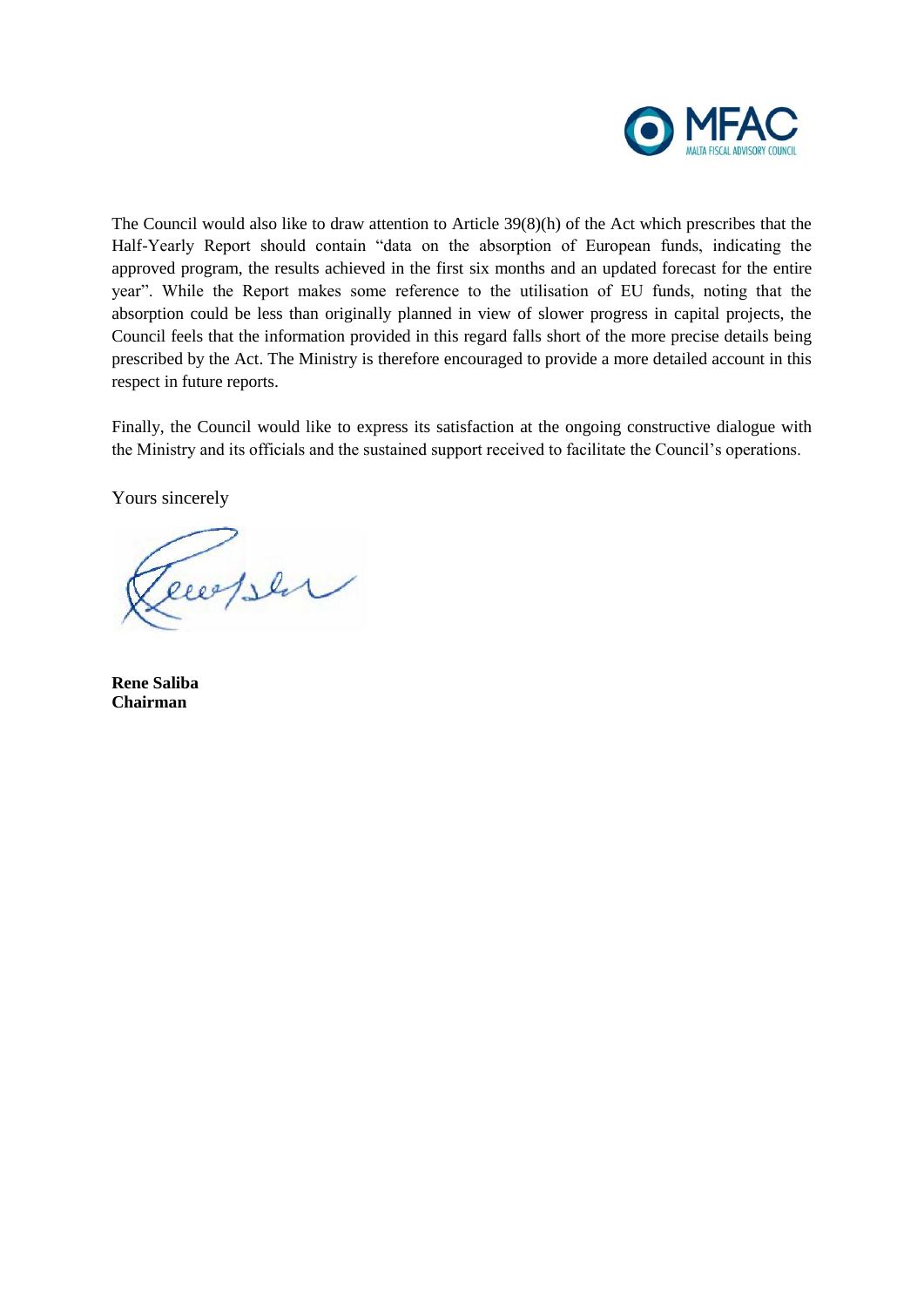The Council would also like to draw attention to Article 39(8)(h) of the Act which prescribes that the Half-Yearly Report should contain "data on the absorption of European funds, indicating the approved program, the results achieved in the first six months and an updated forecast for the entire year". While the Report makes some reference to the utilisation of EU funds, noting that the absorption could be less than originally planned in view of slower progress in capital projects, the Council feels that the information provided in this regard falls short of the more precise details being prescribed by the Act. The Ministry is therefore encouraged to provide a more detailed account in this respect in future reports.

Finally, the Council would like to express its satisfaction at the ongoing constructive dialogue with the Ministry and its officials and the sustained support received to facilitate the Council's operations.

Yours sincerely

**Rene Saliba**
**Chairman**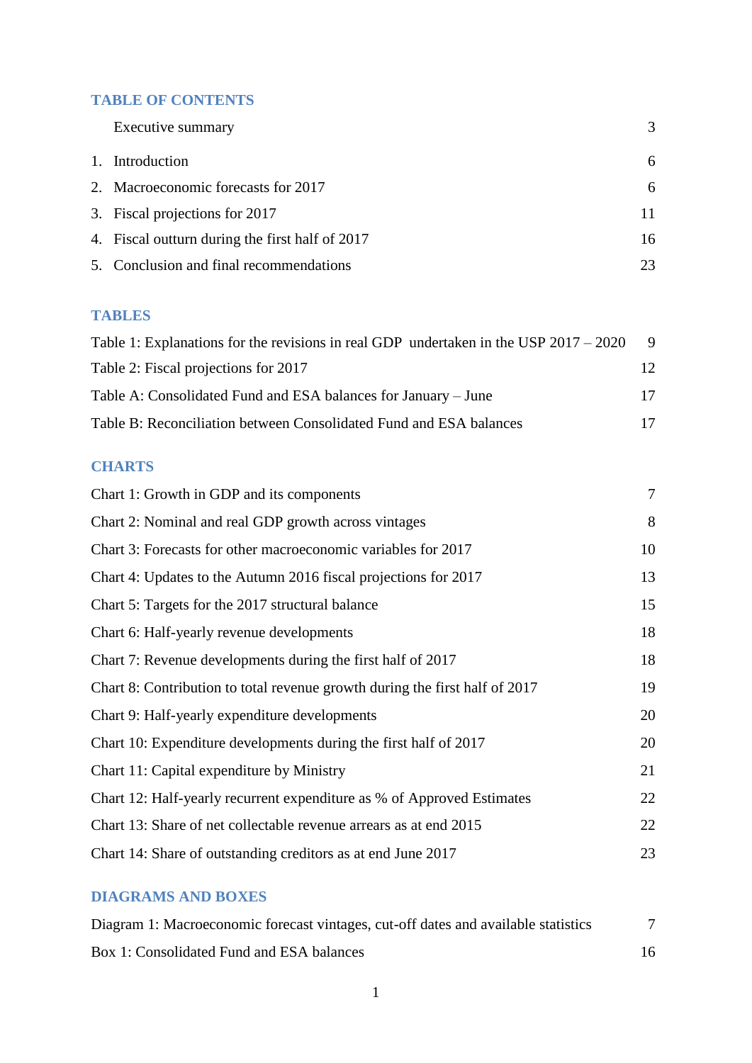## TABLE OF CONTENTS

| | | |
|---|---|---|
| | Executive summary | 3 |
| 1. | Introduction | 6 |
| 2. | Macroeconomic forecasts for 2017 | 6 |
| 3. | Fiscal projections for 2017 | 11 |
| 4. | Fiscal outturn during the first half of 2017 | 16 |
| 5. | Conclusion and final recommendations | 23 |

## TABLES

| | |
|---|---|
| Table 1: Explanations for the revisions in real GDP undertaken in the USP 2017 – 2020 | 9 |
| Table 2: Fiscal projections for 2017 | 12 |
| Table A: Consolidated Fund and ESA balances for January – June | 17 |
| Table B: Reconciliation between Consolidated Fund and ESA balances | 17 |

## CHARTS

| | |
|---|---|
| Chart 1: Growth in GDP and its components | 7 |
| Chart 2: Nominal and real GDP growth across vintages | 8 |
| Chart 3: Forecasts for other macroeconomic variables for 2017 | 10 |
| Chart 4: Updates to the Autumn 2016 fiscal projections for 2017 | 13 |
| Chart 5: Targets for the 2017 structural balance | 15 |
| Chart 6: Half-yearly revenue developments | 18 |
| Chart 7: Revenue developments during the first half of 2017 | 18 |
| Chart 8: Contribution to total revenue growth during the first half of 2017 | 19 |
| Chart 9: Half-yearly expenditure developments | 20 |
| Chart 10: Expenditure developments during the first half of 2017 | 20 |
| Chart 11: Capital expenditure by Ministry | 21 |
| Chart 12: Half-yearly recurrent expenditure as % of Approved Estimates | 22 |
| Chart 13: Share of net collectable revenue arrears as at end 2015 | 22 |
| Chart 14: Share of outstanding creditors as at end June 2017 | 23 |

## DIAGRAMS AND BOXES

| | |
|---|---|
| Diagram 1: Macroeconomic forecast vintages, cut-off dates and available statistics | 7 |
| Box 1: Consolidated Fund and ESA balances | 16 |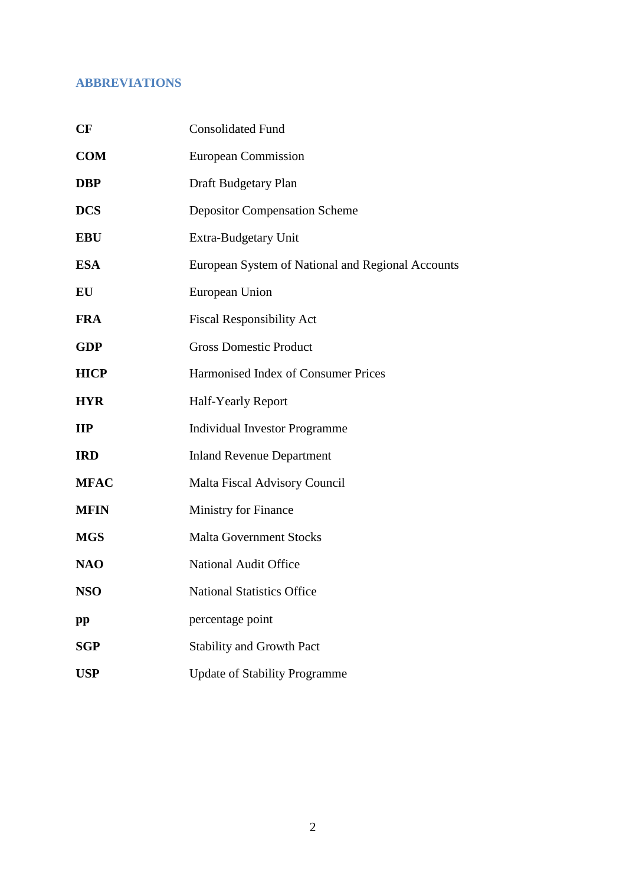## ABBREVIATIONS

| | |
|---|---|
| **CF** | Consolidated Fund |
| **COM** | European Commission |
| **DBP** | Draft Budgetary Plan |
| **DCS** | Depositor Compensation Scheme |
| **EBU** | Extra-Budgetary Unit |
| **ESA** | European System of National and Regional Accounts |
| **EU** | European Union |
| **FRA** | Fiscal Responsibility Act |
| **GDP** | Gross Domestic Product |
| **HICP** | Harmonised Index of Consumer Prices |
| **HYR** | Half-Yearly Report |
| **IIP** | Individual Investor Programme |
| **IRD** | Inland Revenue Department |
| **MFAC** | Malta Fiscal Advisory Council |
| **MFIN** | Ministry for Finance |
| **MGS** | Malta Government Stocks |
| **NAO** | National Audit Office |
| **NSO** | National Statistics Office |
| **pp** | percentage point |
| **SGP** | Stability and Growth Pact |
| **USP** | Update of Stability Programme |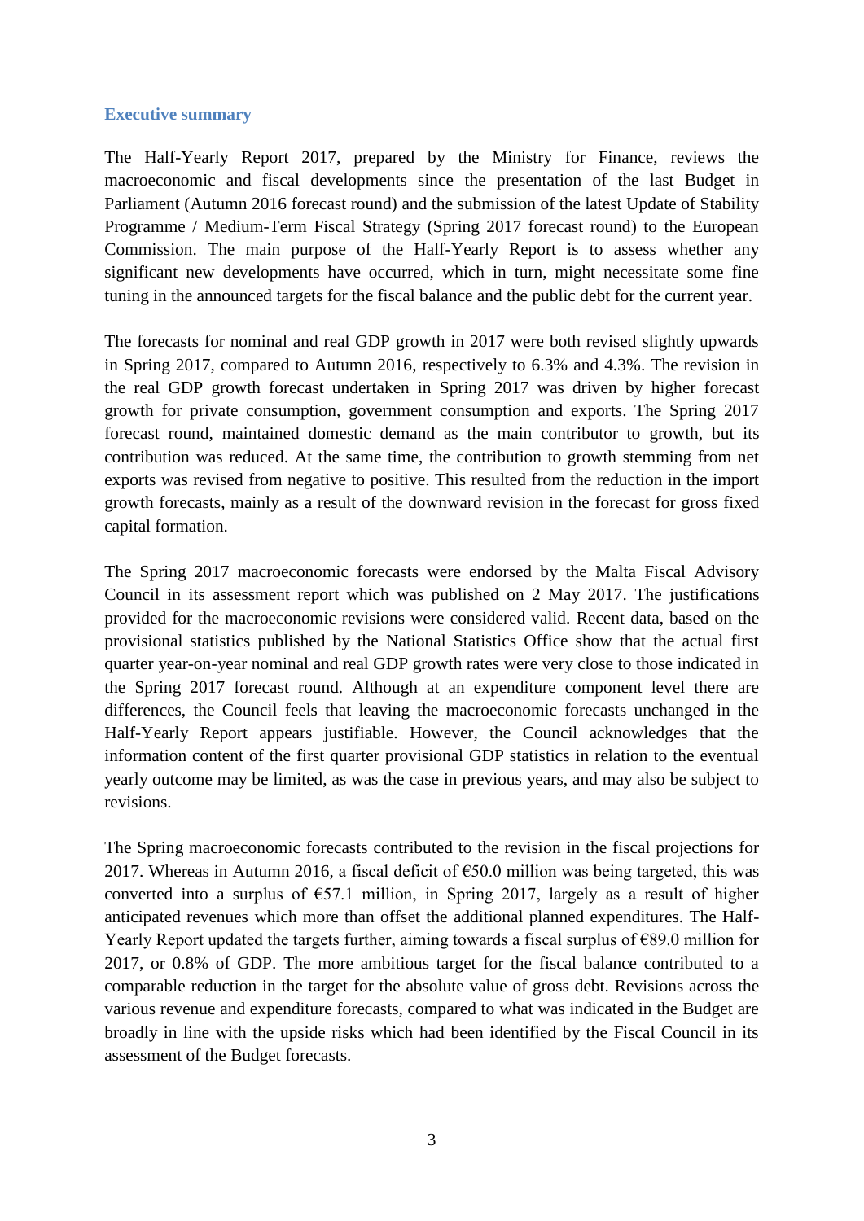## Executive summary

The Half-Yearly Report 2017, prepared by the Ministry for Finance, reviews the macroeconomic and fiscal developments since the presentation of the last Budget in Parliament (Autumn 2016 forecast round) and the submission of the latest Update of Stability Programme / Medium-Term Fiscal Strategy (Spring 2017 forecast round) to the European Commission. The main purpose of the Half-Yearly Report is to assess whether any significant new developments have occurred, which in turn, might necessitate some fine tuning in the announced targets for the fiscal balance and the public debt for the current year.

The forecasts for nominal and real GDP growth in 2017 were both revised slightly upwards in Spring 2017, compared to Autumn 2016, respectively to 6.3% and 4.3%. The revision in the real GDP growth forecast undertaken in Spring 2017 was driven by higher forecast growth for private consumption, government consumption and exports. The Spring 2017 forecast round, maintained domestic demand as the main contributor to growth, but its contribution was reduced. At the same time, the contribution to growth stemming from net exports was revised from negative to positive. This resulted from the reduction in the import growth forecasts, mainly as a result of the downward revision in the forecast for gross fixed capital formation.

The Spring 2017 macroeconomic forecasts were endorsed by the Malta Fiscal Advisory Council in its assessment report which was published on 2 May 2017. The justifications provided for the macroeconomic revisions were considered valid. Recent data, based on the provisional statistics published by the National Statistics Office show that the actual first quarter year-on-year nominal and real GDP growth rates were very close to those indicated in the Spring 2017 forecast round. Although at an expenditure component level there are differences, the Council feels that leaving the macroeconomic forecasts unchanged in the Half-Yearly Report appears justifiable. However, the Council acknowledges that the information content of the first quarter provisional GDP statistics in relation to the eventual yearly outcome may be limited, as was the case in previous years, and may also be subject to revisions.

The Spring macroeconomic forecasts contributed to the revision in the fiscal projections for 2017. Whereas in Autumn 2016, a fiscal deficit of €50.0 million was being targeted, this was converted into a surplus of €57.1 million, in Spring 2017, largely as a result of higher anticipated revenues which more than offset the additional planned expenditures. The Half-Yearly Report updated the targets further, aiming towards a fiscal surplus of €89.0 million for 2017, or 0.8% of GDP. The more ambitious target for the fiscal balance contributed to a comparable reduction in the target for the absolute value of gross debt. Revisions across the various revenue and expenditure forecasts, compared to what was indicated in the Budget are broadly in line with the upside risks which had been identified by the Fiscal Council in its assessment of the Budget forecasts.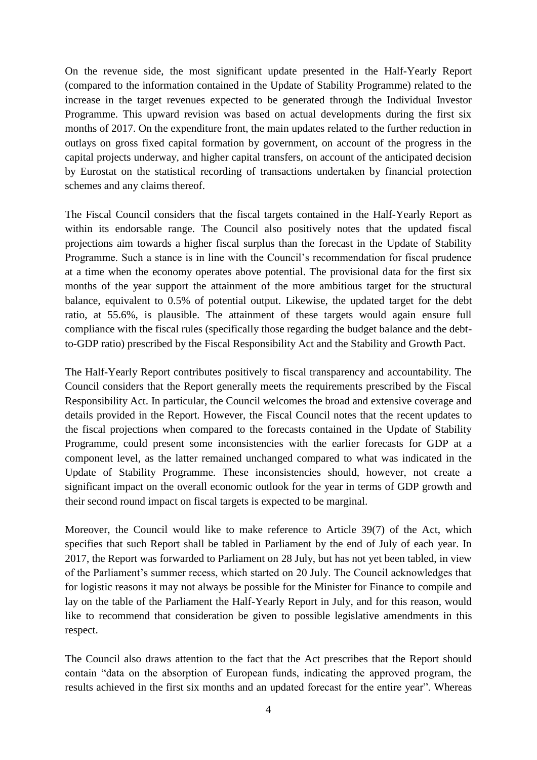On the revenue side, the most significant update presented in the Half-Yearly Report (compared to the information contained in the Update of Stability Programme) related to the increase in the target revenues expected to be generated through the Individual Investor Programme. This upward revision was based on actual developments during the first six months of 2017. On the expenditure front, the main updates related to the further reduction in outlays on gross fixed capital formation by government, on account of the progress in the capital projects underway, and higher capital transfers, on account of the anticipated decision by Eurostat on the statistical recording of transactions undertaken by financial protection schemes and any claims thereof.

The Fiscal Council considers that the fiscal targets contained in the Half-Yearly Report as within its endorsable range. The Council also positively notes that the updated fiscal projections aim towards a higher fiscal surplus than the forecast in the Update of Stability Programme. Such a stance is in line with the Council's recommendation for fiscal prudence at a time when the economy operates above potential. The provisional data for the first six months of the year support the attainment of the more ambitious target for the structural balance, equivalent to 0.5% of potential output. Likewise, the updated target for the debt ratio, at 55.6%, is plausible. The attainment of these targets would again ensure full compliance with the fiscal rules (specifically those regarding the budget balance and the debt-to-GDP ratio) prescribed by the Fiscal Responsibility Act and the Stability and Growth Pact.

The Half-Yearly Report contributes positively to fiscal transparency and accountability. The Council considers that the Report generally meets the requirements prescribed by the Fiscal Responsibility Act. In particular, the Council welcomes the broad and extensive coverage and details provided in the Report. However, the Fiscal Council notes that the recent updates to the fiscal projections when compared to the forecasts contained in the Update of Stability Programme, could present some inconsistencies with the earlier forecasts for GDP at a component level, as the latter remained unchanged compared to what was indicated in the Update of Stability Programme. These inconsistencies should, however, not create a significant impact on the overall economic outlook for the year in terms of GDP growth and their second round impact on fiscal targets is expected to be marginal.

Moreover, the Council would like to make reference to Article 39(7) of the Act, which specifies that such Report shall be tabled in Parliament by the end of July of each year. In 2017, the Report was forwarded to Parliament on 28 July, but has not yet been tabled, in view of the Parliament's summer recess, which started on 20 July. The Council acknowledges that for logistic reasons it may not always be possible for the Minister for Finance to compile and lay on the table of the Parliament the Half-Yearly Report in July, and for this reason, would like to recommend that consideration be given to possible legislative amendments in this respect.

The Council also draws attention to the fact that the Act prescribes that the Report should contain "data on the absorption of European funds, indicating the approved program, the results achieved in the first six months and an updated forecast for the entire year". Whereas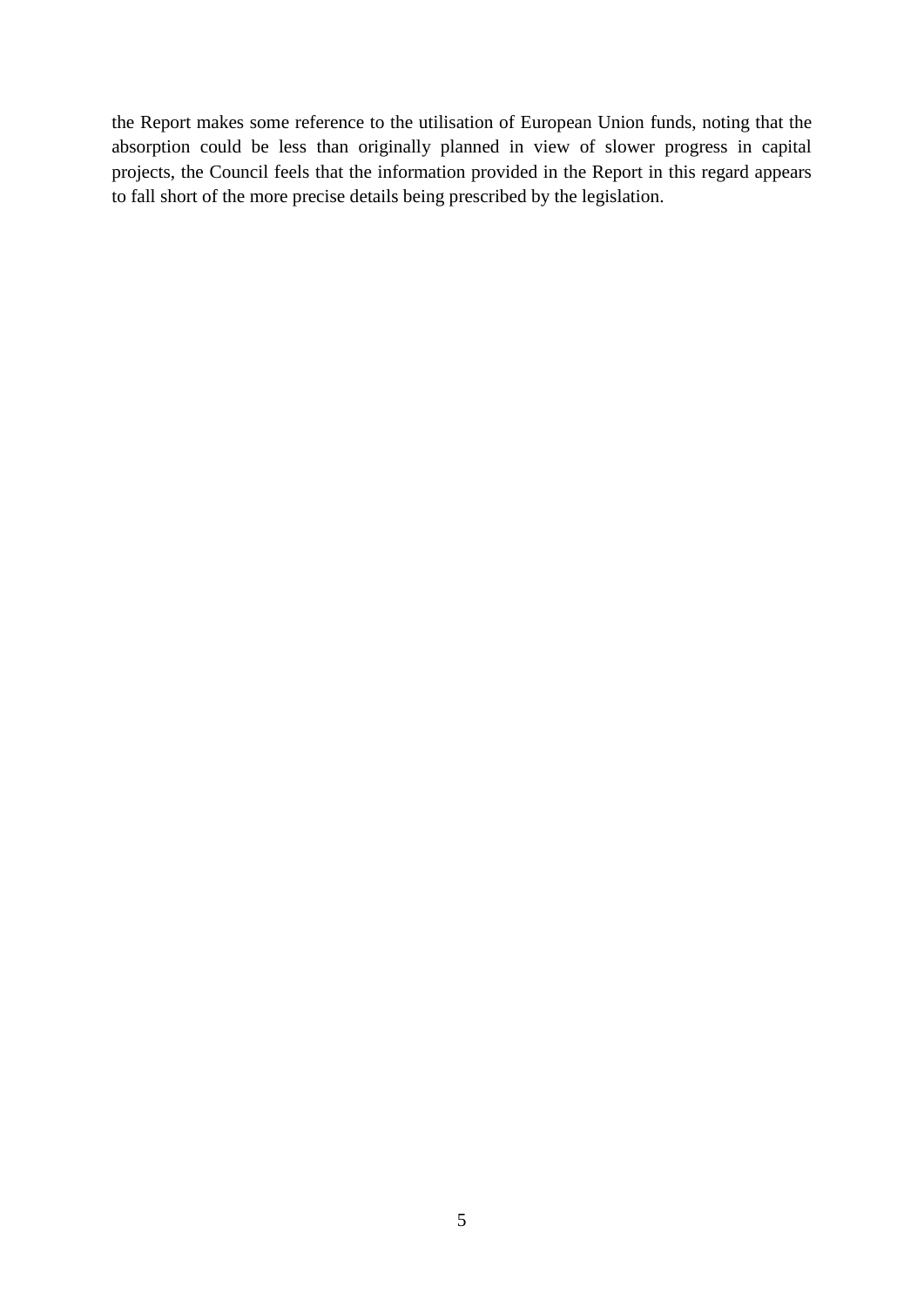the Report makes some reference to the utilisation of European Union funds, noting that the absorption could be less than originally planned in view of slower progress in capital projects, the Council feels that the information provided in the Report in this regard appears to fall short of the more precise details being prescribed by the legislation.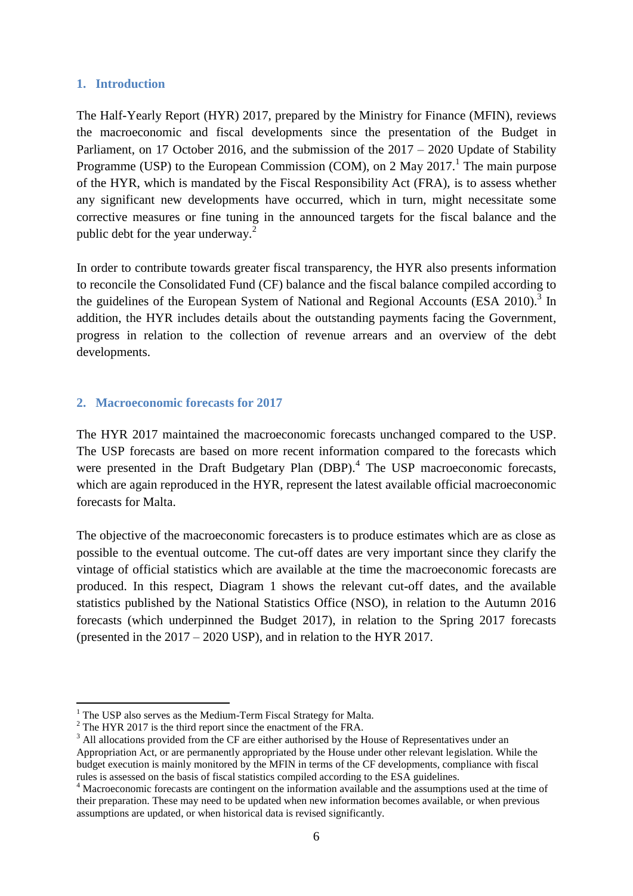## 1. Introduction

The Half-Yearly Report (HYR) 2017, prepared by the Ministry for Finance (MFIN), reviews the macroeconomic and fiscal developments since the presentation of the Budget in Parliament, on 17 October 2016, and the submission of the 2017 – 2020 Update of Stability Programme (USP) to the European Commission (COM), on 2 May 2017.[1] The main purpose of the HYR, which is mandated by the Fiscal Responsibility Act (FRA), is to assess whether any significant new developments have occurred, which in turn, might necessitate some corrective measures or fine tuning in the announced targets for the fiscal balance and the public debt for the year underway.[2]

In order to contribute towards greater fiscal transparency, the HYR also presents information to reconcile the Consolidated Fund (CF) balance and the fiscal balance compiled according to the guidelines of the European System of National and Regional Accounts (ESA 2010).[3] In addition, the HYR includes details about the outstanding payments facing the Government, progress in relation to the collection of revenue arrears and an overview of the debt developments.

## 2. Macroeconomic forecasts for 2017

The HYR 2017 maintained the macroeconomic forecasts unchanged compared to the USP. The USP forecasts are based on more recent information compared to the forecasts which were presented in the Draft Budgetary Plan (DBP).[4] The USP macroeconomic forecasts, which are again reproduced in the HYR, represent the latest available official macroeconomic forecasts for Malta.

The objective of the macroeconomic forecasters is to produce estimates which are as close as possible to the eventual outcome. The cut-off dates are very important since they clarify the vintage of official statistics which are available at the time the macroeconomic forecasts are produced. In this respect, Diagram 1 shows the relevant cut-off dates, and the available statistics published by the National Statistics Office (NSO), in relation to the Autumn 2016 forecasts (which underpinned the Budget 2017), in relation to the Spring 2017 forecasts (presented in the 2017 – 2020 USP), and in relation to the HYR 2017.

---

[1] The USP also serves as the Medium-Term Fiscal Strategy for Malta.

[2] The HYR 2017 is the third report since the enactment of the FRA.

[3] All allocations provided from the CF are either authorised by the House of Representatives under an Appropriation Act, or are permanently appropriated by the House under other relevant legislation. While the budget execution is mainly monitored by the MFIN in terms of the CF developments, compliance with fiscal rules is assessed on the basis of fiscal statistics compiled according to the ESA guidelines.

[4] Macroeconomic forecasts are contingent on the information available and the assumptions used at the time of their preparation. These may need to be updated when new information becomes available, or when previous assumptions are updated, or when historical data is revised significantly.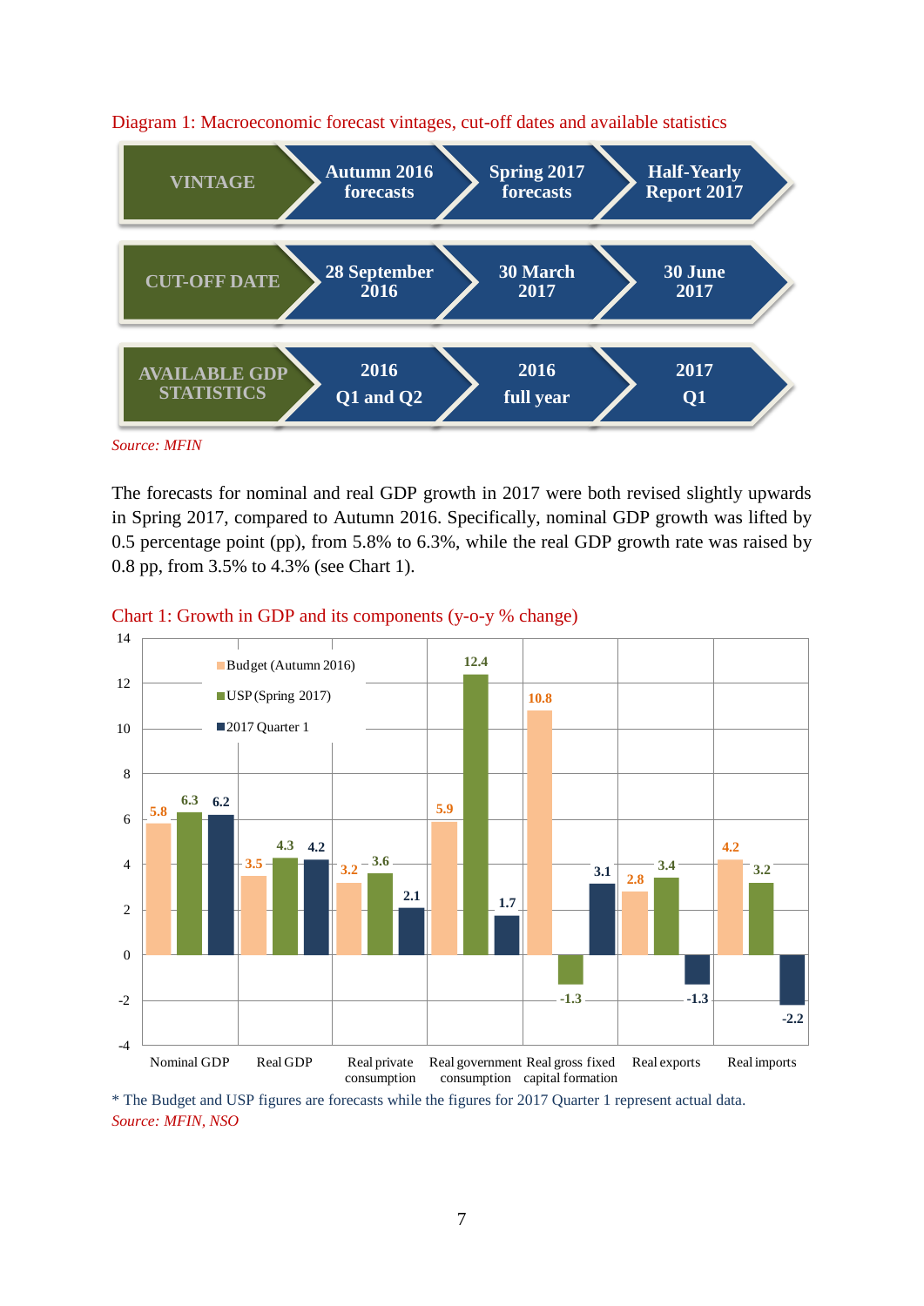Diagram 1: Macroeconomic forecast vintages, cut-off dates and available statistics

| VINTAGE | Autumn 2016 forecasts | Spring 2017 forecasts | Half-Yearly Report 2017 |
|---|---|---|---|
| CUT-OFF DATE | 28 September 2016 | 30 March 2017 | 30 June 2017 |
| AVAILABLE GDP STATISTICS | 2016 Q1 and Q2 | 2016 full year | 2017 Q1 |

*Source: MFIN*

The forecasts for nominal and real GDP growth in 2017 were both revised slightly upwards in Spring 2017, compared to Autumn 2016. Specifically, nominal GDP growth was lifted by 0.5 percentage point (pp), from 5.8% to 6.3%, while the real GDP growth rate was raised by 0.8 pp, from 3.5% to 4.3% (see Chart 1).

Chart 1: Growth in GDP and its components (y-o-y % change)

| | Budget (Autumn 2016) | USP (Spring 2017) | 2017 Quarter 1 |
|---|---|---|---|
| Nominal GDP | 5.8 | 6.3 | 6.2 |
| Real GDP | 3.5 | 4.3 | 4.2 |
| Real private consumption | 3.2 | 3.6 | 2.1 |
| Real government consumption | 5.9 | 12.4 | 1.7 |
| Real gross fixed capital formation | 10.8 | -1.3 | 3.1 |
| Real exports | 2.8 | 3.4 | -1.3 |
| Real imports | 4.2 | 3.2 | -2.2 |

\* The Budget and USP figures are forecasts while the figures for 2017 Quarter 1 represent actual data.

*Source: MFIN, NSO*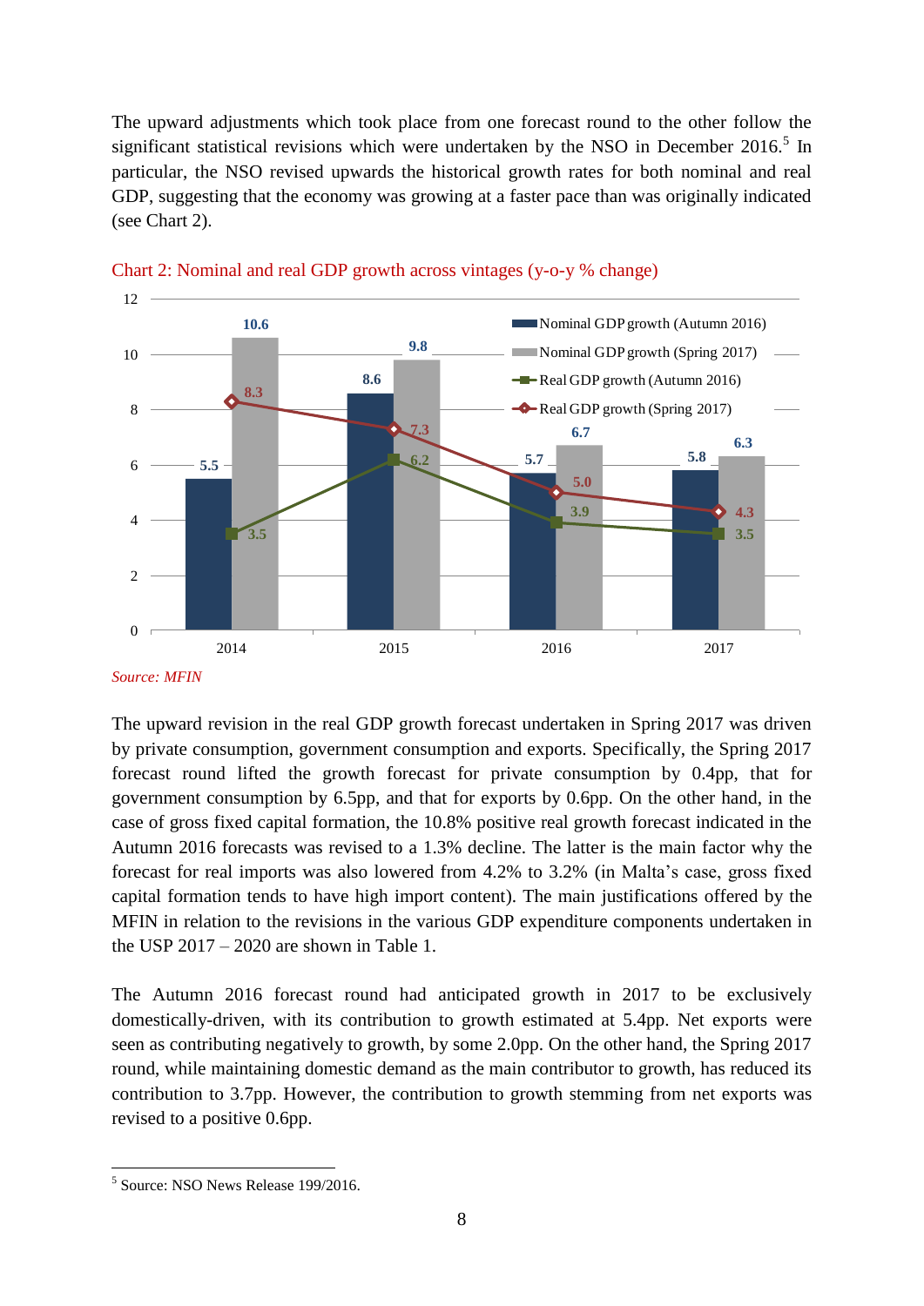The upward adjustments which took place from one forecast round to the other follow the significant statistical revisions which were undertaken by the NSO in December 2016.[5] In particular, the NSO revised upwards the historical growth rates for both nominal and real GDP, suggesting that the economy was growing at a faster pace than was originally indicated (see Chart 2).

Chart 2: Nominal and real GDP growth across vintages (y-o-y % change)

| | 2014 | 2015 | 2016 | 2017 |
|---|---|---|---|---|
| Nominal GDP growth (Autumn 2016) | 5.5 | 8.6 | 5.7 | 5.8 |
| Nominal GDP growth (Spring 2017) | 10.6 | 9.8 | 6.7 | 6.3 |
| Real GDP growth (Autumn 2016) | 3.5 | 6.2 | 3.9 | 3.5 |
| Real GDP growth (Spring 2017) | 8.3 | 7.3 | 5.0 | 4.3 |

*Source: MFIN*

The upward revision in the real GDP growth forecast undertaken in Spring 2017 was driven by private consumption, government consumption and exports. Specifically, the Spring 2017 forecast round lifted the growth forecast for private consumption by 0.4pp, that for government consumption by 6.5pp, and that for exports by 0.6pp. On the other hand, in the case of gross fixed capital formation, the 10.8% positive real growth forecast indicated in the Autumn 2016 forecasts was revised to a 1.3% decline. The latter is the main factor why the forecast for real imports was also lowered from 4.2% to 3.2% (in Malta's case, gross fixed capital formation tends to have high import content). The main justifications offered by the MFIN in relation to the revisions in the various GDP expenditure components undertaken in the USP 2017 – 2020 are shown in Table 1.

The Autumn 2016 forecast round had anticipated growth in 2017 to be exclusively domestically-driven, with its contribution to growth estimated at 5.4pp. Net exports were seen as contributing negatively to growth, by some 2.0pp. On the other hand, the Spring 2017 round, while maintaining domestic demand as the main contributor to growth, has reduced its contribution to 3.7pp. However, the contribution to growth stemming from net exports was revised to a positive 0.6pp.

[5] Source: NSO News Release 199/2016.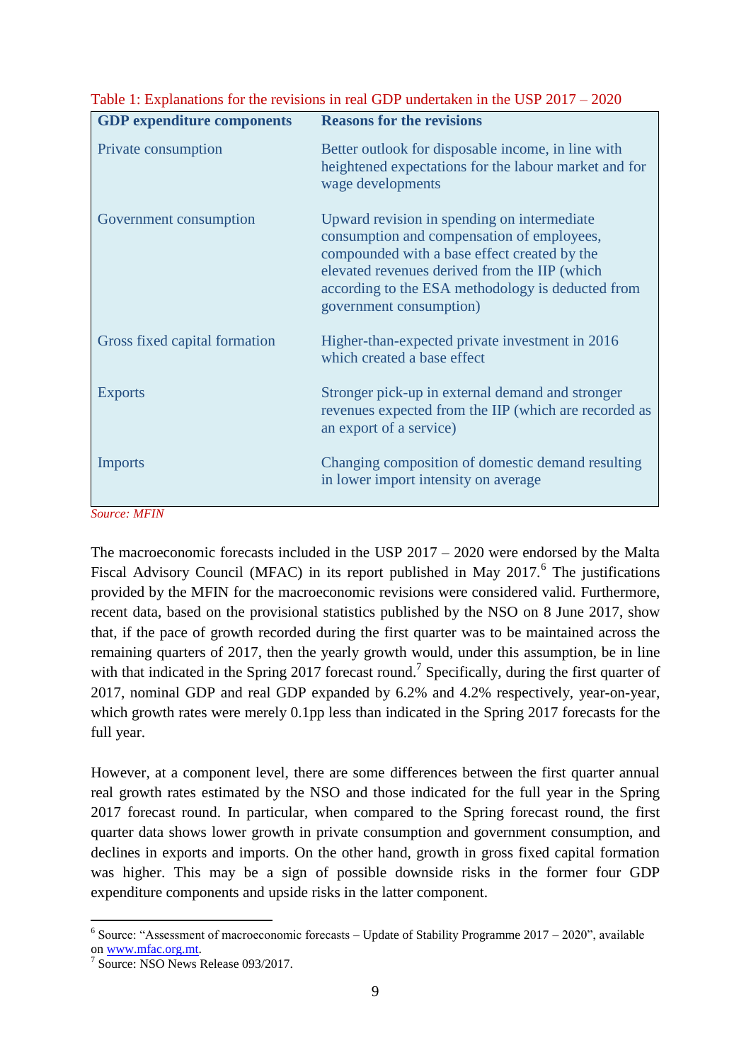Table 1: Explanations for the revisions in real GDP undertaken in the USP 2017 – 2020

| GDP expenditure components | Reasons for the revisions |
|---|---|
| Private consumption | Better outlook for disposable income, in line with heightened expectations for the labour market and for wage developments |
| Government consumption | Upward revision in spending on intermediate consumption and compensation of employees, compounded with a base effect created by the elevated revenues derived from the IIP (which according to the ESA methodology is deducted from government consumption) |
| Gross fixed capital formation | Higher-than-expected private investment in 2016 which created a base effect |
| Exports | Stronger pick-up in external demand and stronger revenues expected from the IIP (which are recorded as an export of a service) |
| Imports | Changing composition of domestic demand resulting in lower import intensity on average |

*Source: MFIN*

The macroeconomic forecasts included in the USP 2017 – 2020 were endorsed by the Malta Fiscal Advisory Council (MFAC) in its report published in May 2017.[6] The justifications provided by the MFIN for the macroeconomic revisions were considered valid. Furthermore, recent data, based on the provisional statistics published by the NSO on 8 June 2017, show that, if the pace of growth recorded during the first quarter was to be maintained across the remaining quarters of 2017, then the yearly growth would, under this assumption, be in line with that indicated in the Spring 2017 forecast round.[7] Specifically, during the first quarter of 2017, nominal GDP and real GDP expanded by 6.2% and 4.2% respectively, year-on-year, which growth rates were merely 0.1pp less than indicated in the Spring 2017 forecasts for the full year.

However, at a component level, there are some differences between the first quarter annual real growth rates estimated by the NSO and those indicated for the full year in the Spring 2017 forecast round. In particular, when compared to the Spring forecast round, the first quarter data shows lower growth in private consumption and government consumption, and declines in exports and imports. On the other hand, growth in gross fixed capital formation was higher. This may be a sign of possible downside risks in the former four GDP expenditure components and upside risks in the latter component.

[6] Source: "Assessment of macroeconomic forecasts – Update of Stability Programme 2017 – 2020", available on www.mfac.org.mt.

[7] Source: NSO News Release 093/2017.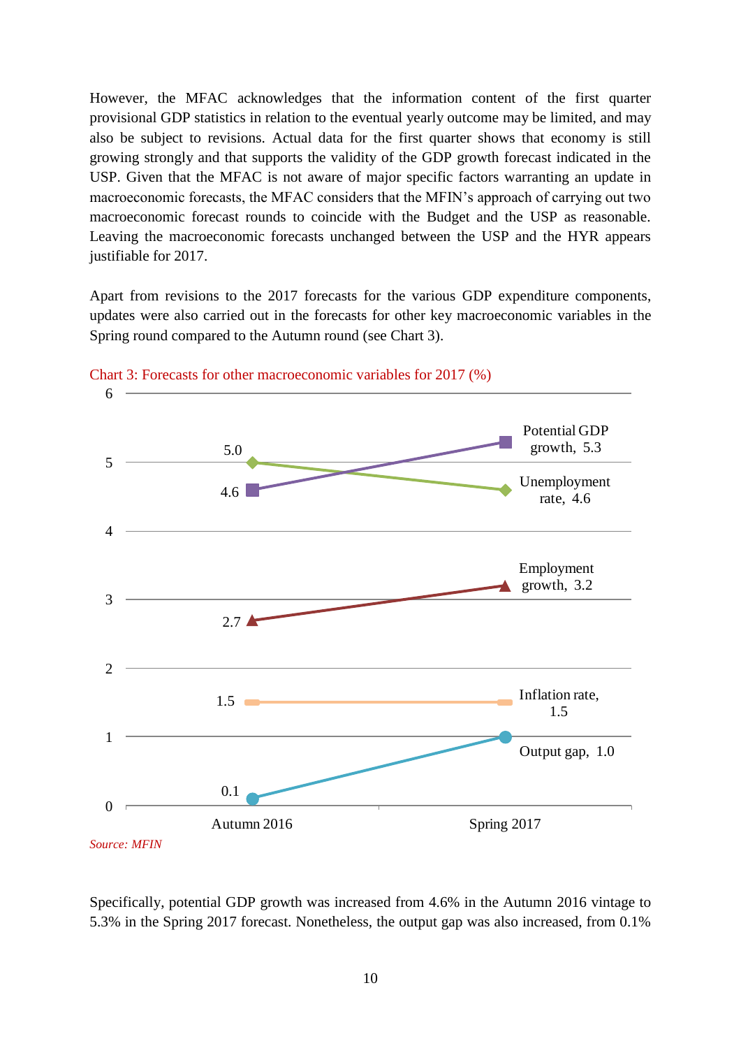However, the MFAC acknowledges that the information content of the first quarter provisional GDP statistics in relation to the eventual yearly outcome may be limited, and may also be subject to revisions. Actual data for the first quarter shows that economy is still growing strongly and that supports the validity of the GDP growth forecast indicated in the USP. Given that the MFAC is not aware of major specific factors warranting an update in macroeconomic forecasts, the MFAC considers that the MFIN's approach of carrying out two macroeconomic forecast rounds to coincide with the Budget and the USP as reasonable. Leaving the macroeconomic forecasts unchanged between the USP and the HYR appears justifiable for 2017.

Apart from revisions to the 2017 forecasts for the various GDP expenditure components, updates were also carried out in the forecasts for other key macroeconomic variables in the Spring round compared to the Autumn round (see Chart 3).

Chart 3: Forecasts for other macroeconomic variables for 2017 (%)

| | Autumn 2016 | Spring 2017 |
|---|---|---|
| Potential GDP growth | 4.6 | 5.3 |
| Unemployment rate | 5.0 | 4.6 |
| Employment growth | 2.7 | 3.2 |
| Inflation rate | 1.5 | 1.5 |
| Output gap | 0.1 | 1.0 |

*Source: MFIN*

Specifically, potential GDP growth was increased from 4.6% in the Autumn 2016 vintage to 5.3% in the Spring 2017 forecast. Nonetheless, the output gap was also increased, from 0.1%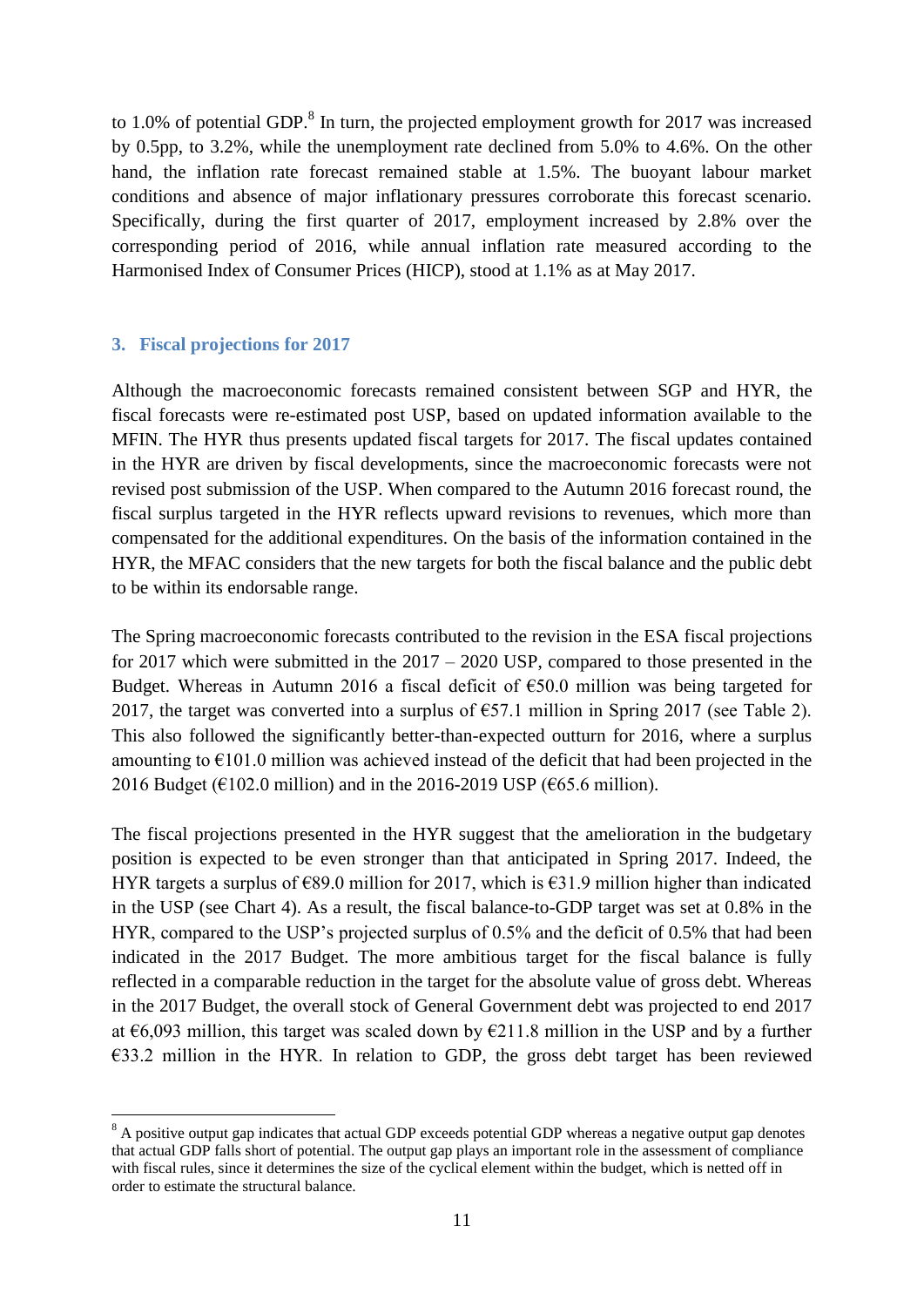to 1.0% of potential GDP.[8] In turn, the projected employment growth for 2017 was increased by 0.5pp, to 3.2%, while the unemployment rate declined from 5.0% to 4.6%. On the other hand, the inflation rate forecast remained stable at 1.5%. The buoyant labour market conditions and absence of major inflationary pressures corroborate this forecast scenario. Specifically, during the first quarter of 2017, employment increased by 2.8% over the corresponding period of 2016, while annual inflation rate measured according to the Harmonised Index of Consumer Prices (HICP), stood at 1.1% as at May 2017.

## 3. Fiscal projections for 2017

Although the macroeconomic forecasts remained consistent between SGP and HYR, the fiscal forecasts were re-estimated post USP, based on updated information available to the MFIN. The HYR thus presents updated fiscal targets for 2017. The fiscal updates contained in the HYR are driven by fiscal developments, since the macroeconomic forecasts were not revised post submission of the USP. When compared to the Autumn 2016 forecast round, the fiscal surplus targeted in the HYR reflects upward revisions to revenues, which more than compensated for the additional expenditures. On the basis of the information contained in the HYR, the MFAC considers that the new targets for both the fiscal balance and the public debt to be within its endorsable range.

The Spring macroeconomic forecasts contributed to the revision in the ESA fiscal projections for 2017 which were submitted in the 2017 – 2020 USP, compared to those presented in the Budget. Whereas in Autumn 2016 a fiscal deficit of €50.0 million was being targeted for 2017, the target was converted into a surplus of €57.1 million in Spring 2017 (see Table 2). This also followed the significantly better-than-expected outturn for 2016, where a surplus amounting to €101.0 million was achieved instead of the deficit that had been projected in the 2016 Budget (€102.0 million) and in the 2016-2019 USP (€65.6 million).

The fiscal projections presented in the HYR suggest that the amelioration in the budgetary position is expected to be even stronger than that anticipated in Spring 2017. Indeed, the HYR targets a surplus of €89.0 million for 2017, which is €31.9 million higher than indicated in the USP (see Chart 4). As a result, the fiscal balance-to-GDP target was set at 0.8% in the HYR, compared to the USP's projected surplus of 0.5% and the deficit of 0.5% that had been indicated in the 2017 Budget. The more ambitious target for the fiscal balance is fully reflected in a comparable reduction in the target for the absolute value of gross debt. Whereas in the 2017 Budget, the overall stock of General Government debt was projected to end 2017 at €6,093 million, this target was scaled down by €211.8 million in the USP and by a further €33.2 million in the HYR. In relation to GDP, the gross debt target has been reviewed

[8] A positive output gap indicates that actual GDP exceeds potential GDP whereas a negative output gap denotes that actual GDP falls short of potential. The output gap plays an important role in the assessment of compliance with fiscal rules, since it determines the size of the cyclical element within the budget, which is netted off in order to estimate the structural balance.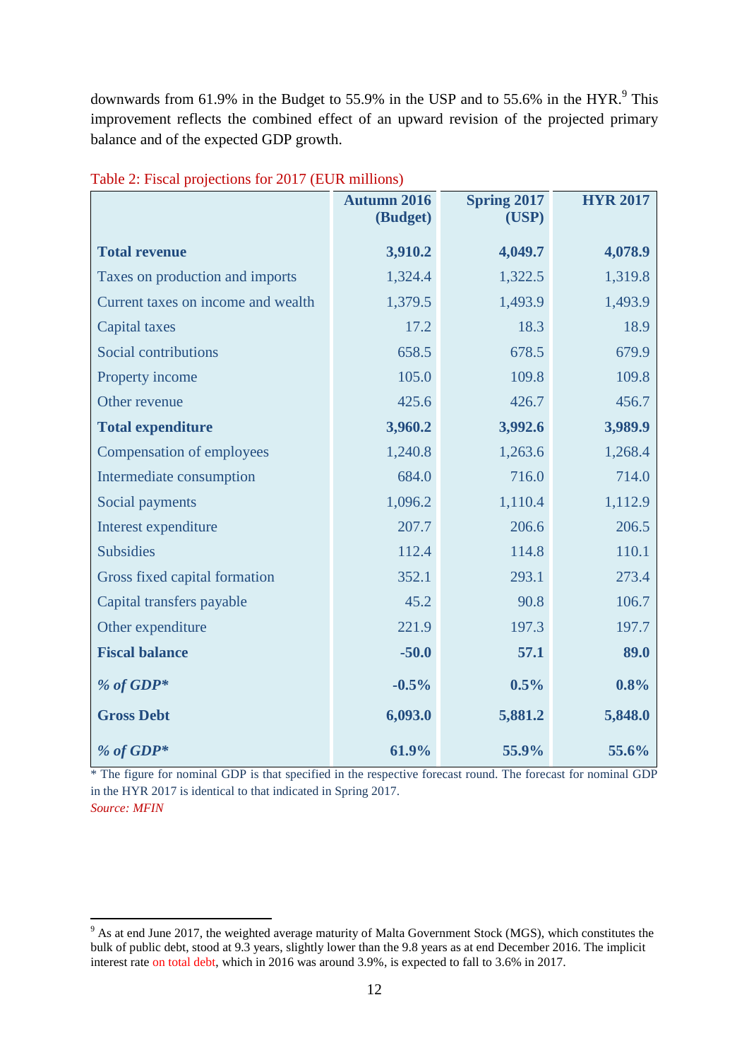downwards from 61.9% in the Budget to 55.9% in the USP and to 55.6% in the HYR.[9] This improvement reflects the combined effect of an upward revision of the projected primary balance and of the expected GDP growth.

Table 2: Fiscal projections for 2017 (EUR millions)

| | Autumn 2016 (Budget) | Spring 2017 (USP) | HYR 2017 |
|---|---|---|---|
| **Total revenue** | **3,910.2** | **4,049.7** | **4,078.9** |
| Taxes on production and imports | 1,324.4 | 1,322.5 | 1,319.8 |
| Current taxes on income and wealth | 1,379.5 | 1,493.9 | 1,493.9 |
| Capital taxes | 17.2 | 18.3 | 18.9 |
| Social contributions | 658.5 | 678.5 | 679.9 |
| Property income | 105.0 | 109.8 | 109.8 |
| Other revenue | 425.6 | 426.7 | 456.7 |
| **Total expenditure** | **3,960.2** | **3,992.6** | **3,989.9** |
| Compensation of employees | 1,240.8 | 1,263.6 | 1,268.4 |
| Intermediate consumption | 684.0 | 716.0 | 714.0 |
| Social payments | 1,096.2 | 1,110.4 | 1,112.9 |
| Interest expenditure | 207.7 | 206.6 | 206.5 |
| Subsidies | 112.4 | 114.8 | 110.1 |
| Gross fixed capital formation | 352.1 | 293.1 | 273.4 |
| Capital transfers payable | 45.2 | 90.8 | 106.7 |
| Other expenditure | 221.9 | 197.3 | 197.7 |
| **Fiscal balance** | **-50.0** | **57.1** | **89.0** |
| ***% of GDP**** | **-0.5%** | **0.5%** | **0.8%** |
| **Gross Debt** | **6,093.0** | **5,881.2** | **5,848.0** |
| ***% of GDP**** | **61.9%** | **55.9%** | **55.6%** |

* The figure for nominal GDP is that specified in the respective forecast round. The forecast for nominal GDP in the HYR 2017 is identical to that indicated in Spring 2017.

*Source: MFIN*

[9] As at end June 2017, the weighted average maturity of Malta Government Stock (MGS), which constitutes the bulk of public debt, stood at 9.3 years, slightly lower than the 9.8 years as at end December 2016. The implicit interest rate on total debt, which in 2016 was around 3.9%, is expected to fall to 3.6% in 2017.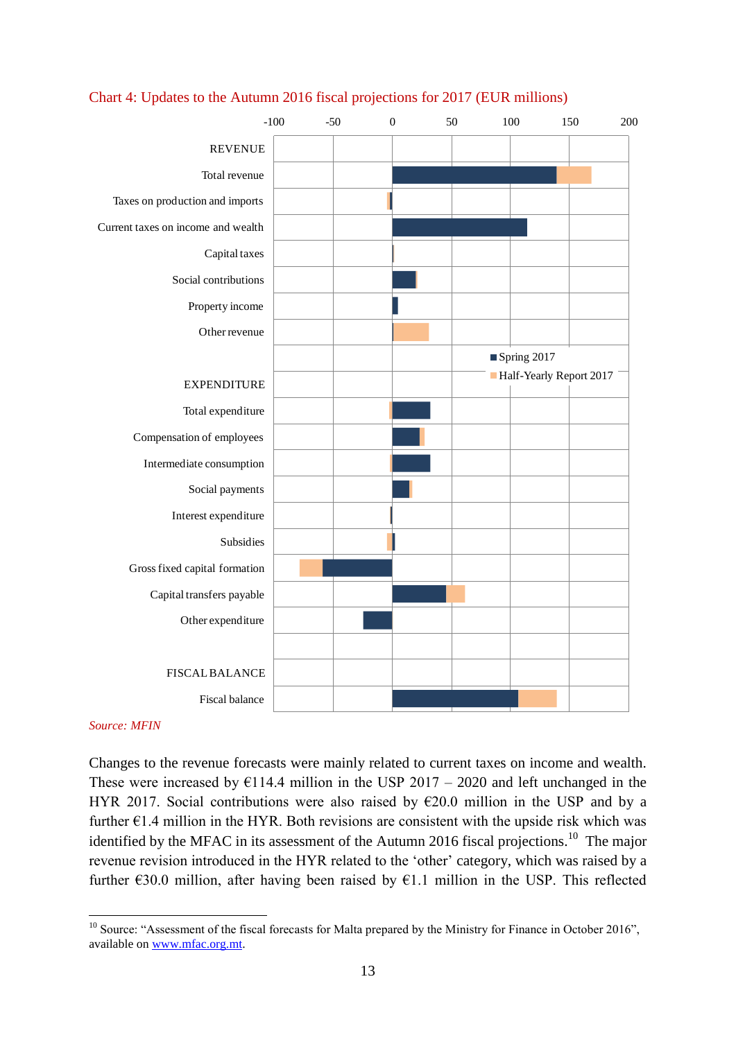Chart 4: Updates to the Autumn 2016 fiscal projections for 2017 (EUR millions)

*Source: MFIN*

Changes to the revenue forecasts were mainly related to current taxes on income and wealth. These were increased by €114.4 million in the USP 2017 – 2020 and left unchanged in the HYR 2017. Social contributions were also raised by €20.0 million in the USP and by a further €1.4 million in the HYR. Both revisions are consistent with the upside risk which was identified by the MFAC in its assessment of the Autumn 2016 fiscal projections.[10] The major revenue revision introduced in the HYR related to the 'other' category, which was raised by a further €30.0 million, after having been raised by €1.1 million in the USP. This reflected

[10] Source: "Assessment of the fiscal forecasts for Malta prepared by the Ministry for Finance in October 2016", available on www.mfac.org.mt.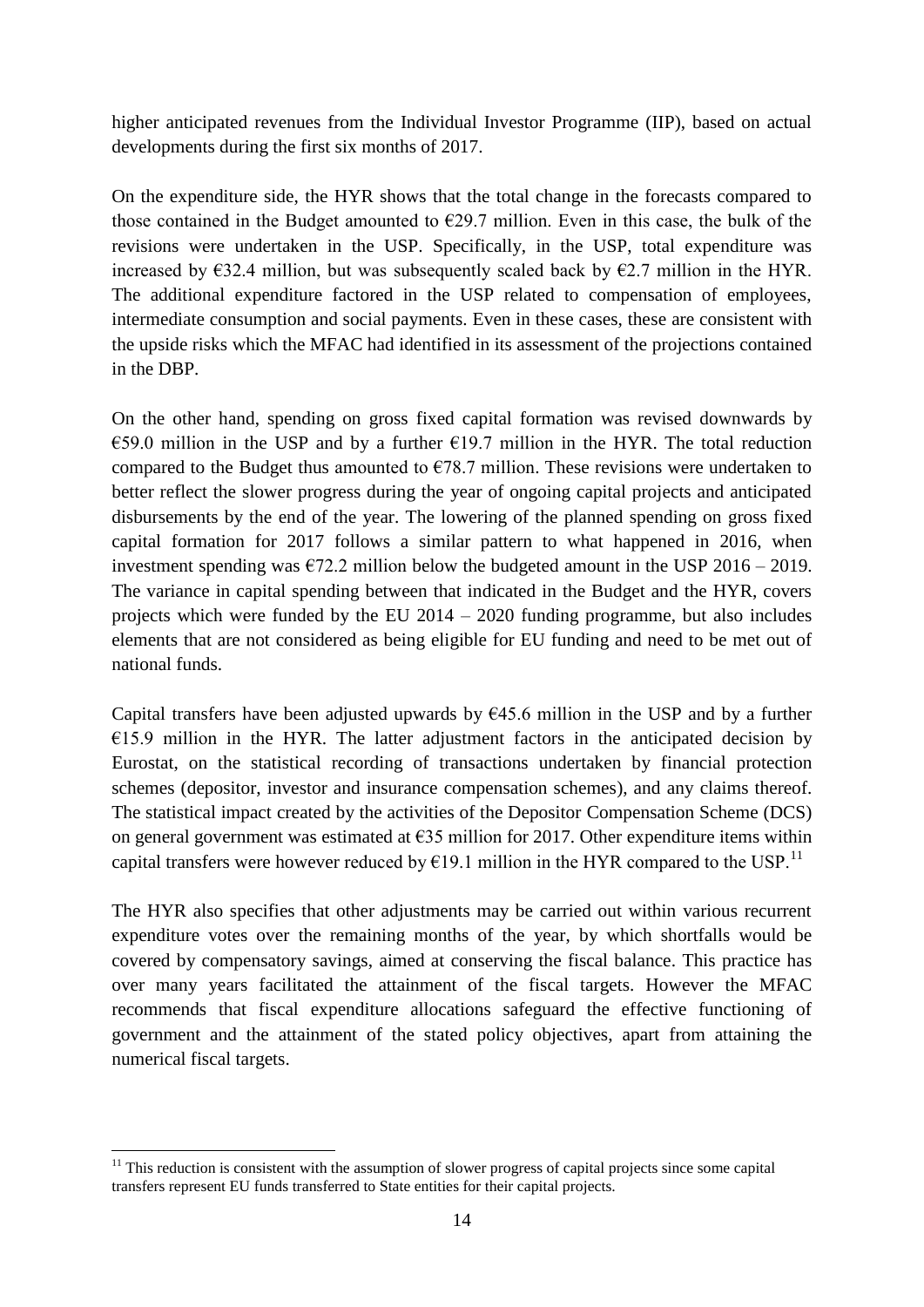higher anticipated revenues from the Individual Investor Programme (IIP), based on actual developments during the first six months of 2017.

On the expenditure side, the HYR shows that the total change in the forecasts compared to those contained in the Budget amounted to €29.7 million. Even in this case, the bulk of the revisions were undertaken in the USP. Specifically, in the USP, total expenditure was increased by €32.4 million, but was subsequently scaled back by €2.7 million in the HYR. The additional expenditure factored in the USP related to compensation of employees, intermediate consumption and social payments. Even in these cases, these are consistent with the upside risks which the MFAC had identified in its assessment of the projections contained in the DBP.

On the other hand, spending on gross fixed capital formation was revised downwards by €59.0 million in the USP and by a further €19.7 million in the HYR. The total reduction compared to the Budget thus amounted to €78.7 million. These revisions were undertaken to better reflect the slower progress during the year of ongoing capital projects and anticipated disbursements by the end of the year. The lowering of the planned spending on gross fixed capital formation for 2017 follows a similar pattern to what happened in 2016, when investment spending was €72.2 million below the budgeted amount in the USP 2016 – 2019. The variance in capital spending between that indicated in the Budget and the HYR, covers projects which were funded by the EU 2014 – 2020 funding programme, but also includes elements that are not considered as being eligible for EU funding and need to be met out of national funds.

Capital transfers have been adjusted upwards by €45.6 million in the USP and by a further €15.9 million in the HYR. The latter adjustment factors in the anticipated decision by Eurostat, on the statistical recording of transactions undertaken by financial protection schemes (depositor, investor and insurance compensation schemes), and any claims thereof. The statistical impact created by the activities of the Depositor Compensation Scheme (DCS) on general government was estimated at €35 million for 2017. Other expenditure items within capital transfers were however reduced by €19.1 million in the HYR compared to the USP.[11]

The HYR also specifies that other adjustments may be carried out within various recurrent expenditure votes over the remaining months of the year, by which shortfalls would be covered by compensatory savings, aimed at conserving the fiscal balance. This practice has over many years facilitated the attainment of the fiscal targets. However the MFAC recommends that fiscal expenditure allocations safeguard the effective functioning of government and the attainment of the stated policy objectives, apart from attaining the numerical fiscal targets.

[11] This reduction is consistent with the assumption of slower progress of capital projects since some capital transfers represent EU funds transferred to State entities for their capital projects.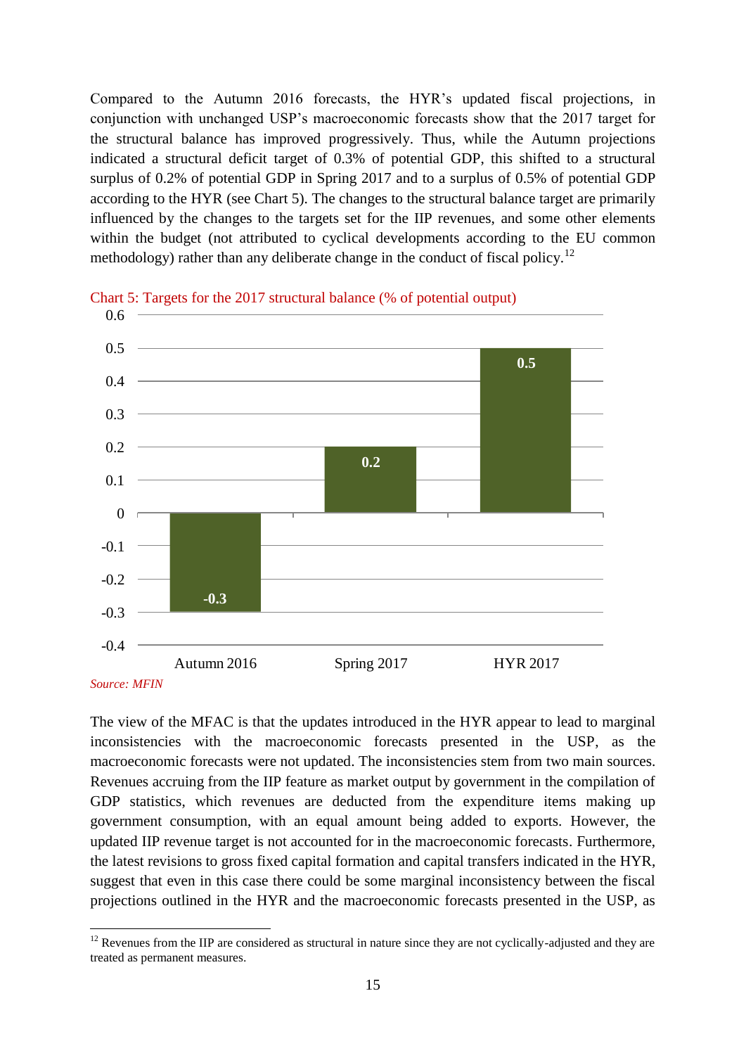Compared to the Autumn 2016 forecasts, the HYR's updated fiscal projections, in conjunction with unchanged USP's macroeconomic forecasts show that the 2017 target for the structural balance has improved progressively. Thus, while the Autumn projections indicated a structural deficit target of 0.3% of potential GDP, this shifted to a structural surplus of 0.2% of potential GDP in Spring 2017 and to a surplus of 0.5% of potential GDP according to the HYR (see Chart 5). The changes to the structural balance target are primarily influenced by the changes to the targets set for the IIP revenues, and some other elements within the budget (not attributed to cyclical developments according to the EU common methodology) rather than any deliberate change in the conduct of fiscal policy.[12]

Chart 5: Targets for the 2017 structural balance (% of potential output)

| | Autumn 2016 | Spring 2017 | HYR 2017 |
|---|---|---|---|
| Structural balance target | -0.3 | 0.2 | 0.5 |

*Source: MFIN*

The view of the MFAC is that the updates introduced in the HYR appear to lead to marginal inconsistencies with the macroeconomic forecasts presented in the USP, as the macroeconomic forecasts were not updated. The inconsistencies stem from two main sources. Revenues accruing from the IIP feature as market output by government in the compilation of GDP statistics, which revenues are deducted from the expenditure items making up government consumption, with an equal amount being added to exports. However, the updated IIP revenue target is not accounted for in the macroeconomic forecasts. Furthermore, the latest revisions to gross fixed capital formation and capital transfers indicated in the HYR, suggest that even in this case there could be some marginal inconsistency between the fiscal projections outlined in the HYR and the macroeconomic forecasts presented in the USP, as

[12] Revenues from the IIP are considered as structural in nature since they are not cyclically-adjusted and they are treated as permanent measures.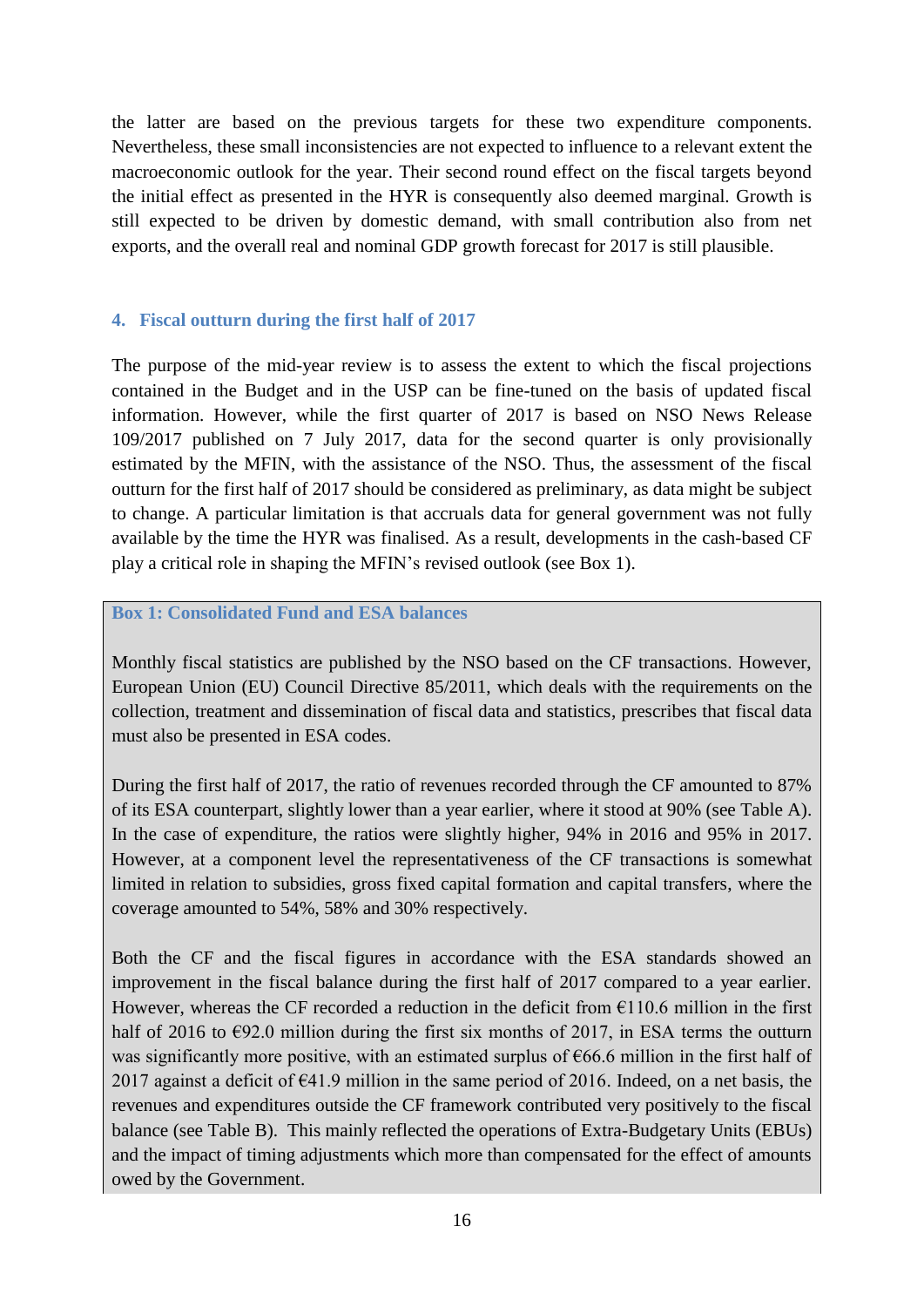the latter are based on the previous targets for these two expenditure components. Nevertheless, these small inconsistencies are not expected to influence to a relevant extent the macroeconomic outlook for the year. Their second round effect on the fiscal targets beyond the initial effect as presented in the HYR is consequently also deemed marginal. Growth is still expected to be driven by domestic demand, with small contribution also from net exports, and the overall real and nominal GDP growth forecast for 2017 is still plausible.

## 4. Fiscal outturn during the first half of 2017

The purpose of the mid-year review is to assess the extent to which the fiscal projections contained in the Budget and in the USP can be fine-tuned on the basis of updated fiscal information. However, while the first quarter of 2017 is based on NSO News Release 109/2017 published on 7 July 2017, data for the second quarter is only provisionally estimated by the MFIN, with the assistance of the NSO. Thus, the assessment of the fiscal outturn for the first half of 2017 should be considered as preliminary, as data might be subject to change. A particular limitation is that accruals data for general government was not fully available by the time the HYR was finalised. As a result, developments in the cash-based CF play a critical role in shaping the MFIN's revised outlook (see Box 1).

### Box 1: Consolidated Fund and ESA balances

Monthly fiscal statistics are published by the NSO based on the CF transactions. However, European Union (EU) Council Directive 85/2011, which deals with the requirements on the collection, treatment and dissemination of fiscal data and statistics, prescribes that fiscal data must also be presented in ESA codes.

During the first half of 2017, the ratio of revenues recorded through the CF amounted to 87% of its ESA counterpart, slightly lower than a year earlier, where it stood at 90% (see Table A). In the case of expenditure, the ratios were slightly higher, 94% in 2016 and 95% in 2017. However, at a component level the representativeness of the CF transactions is somewhat limited in relation to subsidies, gross fixed capital formation and capital transfers, where the coverage amounted to 54%, 58% and 30% respectively.

Both the CF and the fiscal figures in accordance with the ESA standards showed an improvement in the fiscal balance during the first half of 2017 compared to a year earlier. However, whereas the CF recorded a reduction in the deficit from €110.6 million in the first half of 2016 to €92.0 million during the first six months of 2017, in ESA terms the outturn was significantly more positive, with an estimated surplus of €66.6 million in the first half of 2017 against a deficit of €41.9 million in the same period of 2016. Indeed, on a net basis, the revenues and expenditures outside the CF framework contributed very positively to the fiscal balance (see Table B). This mainly reflected the operations of Extra-Budgetary Units (EBUs) and the impact of timing adjustments which more than compensated for the effect of amounts owed by the Government.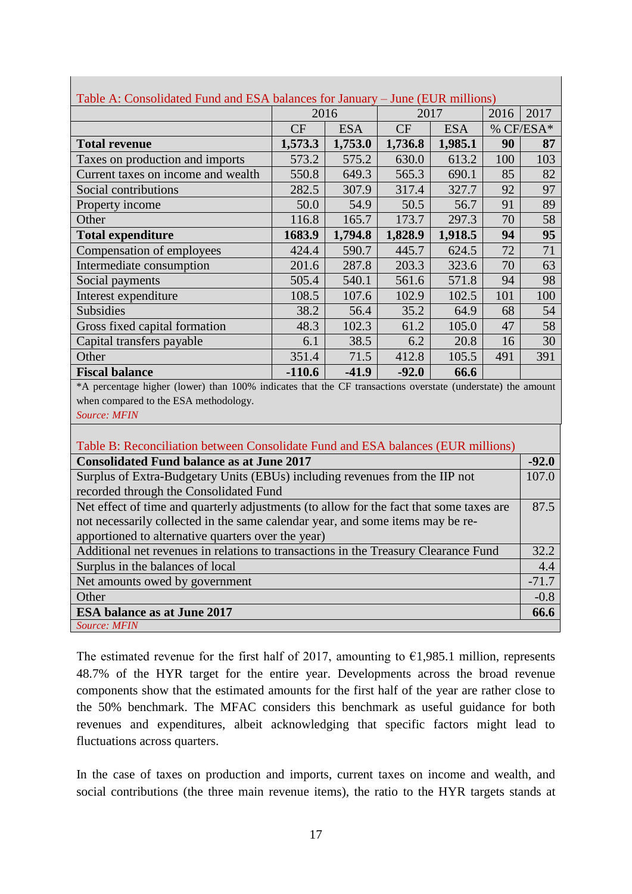Table A: Consolidated Fund and ESA balances for January – June (EUR millions)

| | 2016 | | 2017 | | 2016 | 2017 |
|---|---|---|---|---|---|---|
| | CF | ESA | CF | ESA | % CF/ESA* | |
| **Total revenue** | **1,573.3** | **1,753.0** | **1,736.8** | **1,985.1** | **90** | **87** |
| Taxes on production and imports | 573.2 | 575.2 | 630.0 | 613.2 | 100 | 103 |
| Current taxes on income and wealth | 550.8 | 649.3 | 565.3 | 690.1 | 85 | 82 |
| Social contributions | 282.5 | 307.9 | 317.4 | 327.7 | 92 | 97 |
| Property income | 50.0 | 54.9 | 50.5 | 56.7 | 91 | 89 |
| Other | 116.8 | 165.7 | 173.7 | 297.3 | 70 | 58 |
| **Total expenditure** | **1683.9** | **1,794.8** | **1,828.9** | **1,918.5** | **94** | **95** |
| Compensation of employees | 424.4 | 590.7 | 445.7 | 624.5 | 72 | 71 |
| Intermediate consumption | 201.6 | 287.8 | 203.3 | 323.6 | 70 | 63 |
| Social payments | 505.4 | 540.1 | 561.6 | 571.8 | 94 | 98 |
| Interest expenditure | 108.5 | 107.6 | 102.9 | 102.5 | 101 | 100 |
| Subsidies | 38.2 | 56.4 | 35.2 | 64.9 | 68 | 54 |
| Gross fixed capital formation | 48.3 | 102.3 | 61.2 | 105.0 | 47 | 58 |
| Capital transfers payable | 6.1 | 38.5 | 6.2 | 20.8 | 16 | 30 |
| Other | 351.4 | 71.5 | 412.8 | 105.5 | 491 | 391 |
| **Fiscal balance** | **-110.6** | **-41.9** | **-92.0** | **66.6** | | |

*A percentage higher (lower) than 100% indicates that the CF transactions overstate (understate) the amount when compared to the ESA methodology.

*Source: MFIN*

Table B: Reconciliation between Consolidate Fund and ESA balances (EUR millions)

| | |
|---|---|
| **Consolidated Fund balance as at June 2017** | **-92.0** |
| Surplus of Extra-Budgetary Units (EBUs) including revenues from the IIP not recorded through the Consolidated Fund | 107.0 |
| Net effect of time and quarterly adjustments (to allow for the fact that some taxes are not necessarily collected in the same calendar year, and some items may be re-apportioned to alternative quarters over the year) | 87.5 |
| Additional net revenues in relations to transactions in the Treasury Clearance Fund | 32.2 |
| Surplus in the balances of local | 4.4 |
| Net amounts owed by government | -71.7 |
| Other | -0.8 |
| **ESA balance as at June 2017** | **66.6** |

*Source: MFIN*

The estimated revenue for the first half of 2017, amounting to €1,985.1 million, represents 48.7% of the HYR target for the entire year. Developments across the broad revenue components show that the estimated amounts for the first half of the year are rather close to the 50% benchmark. The MFAC considers this benchmark as useful guidance for both revenues and expenditures, albeit acknowledging that specific factors might lead to fluctuations across quarters.

In the case of taxes on production and imports, current taxes on income and wealth, and social contributions (the three main revenue items), the ratio to the HYR targets stands at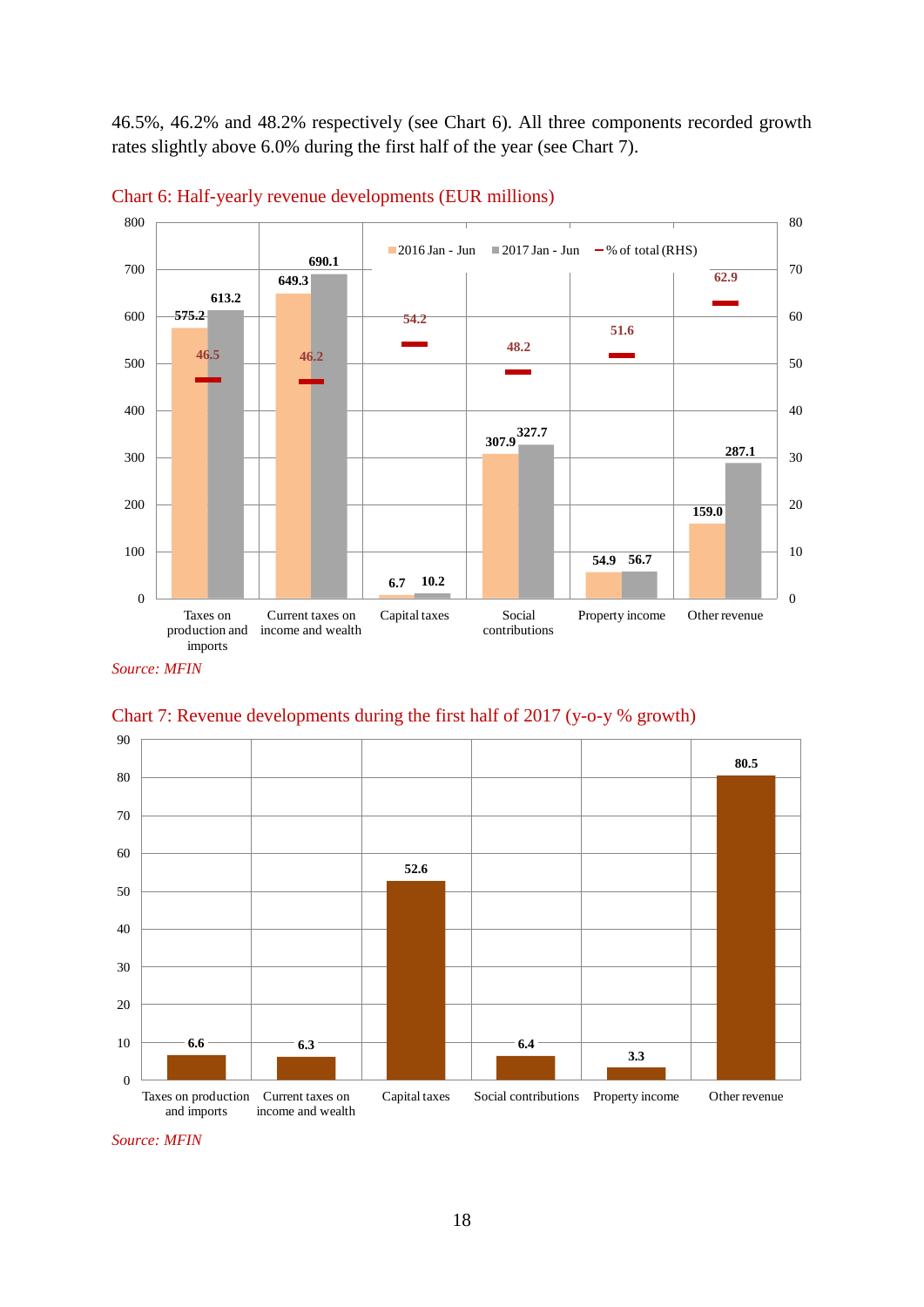46.5%, 46.2% and 48.2% respectively (see Chart 6). All three components recorded growth rates slightly above 6.0% during the first half of the year (see Chart 7).

Chart 6: Half-yearly revenue developments (EUR millions)

| | 2016 Jan - Jun | 2017 Jan - Jun | % of total (RHS) |
|---|---|---|---|
| Taxes on production and imports | 575.2 | 613.2 | 46.5 |
| Current taxes on income and wealth | 649.3 | 690.1 | 46.2 |
| Capital taxes | 6.7 | 10.2 | 54.2 |
| Social contributions | 307.9 | 327.7 | 48.2 |
| Property income | 54.9 | 56.7 | 51.6 |
| Other revenue | 159.0 | 287.1 | 62.9 |

*Source: MFIN*

Chart 7: Revenue developments during the first half of 2017 (y-o-y % growth)

| | y-o-y % growth |
|---|---|
| Taxes on production and imports | 6.6 |
| Current taxes on income and wealth | 6.3 |
| Capital taxes | 52.6 |
| Social contributions | 6.4 |
| Property income | 3.3 |
| Other revenue | 80.5 |

*Source: MFIN*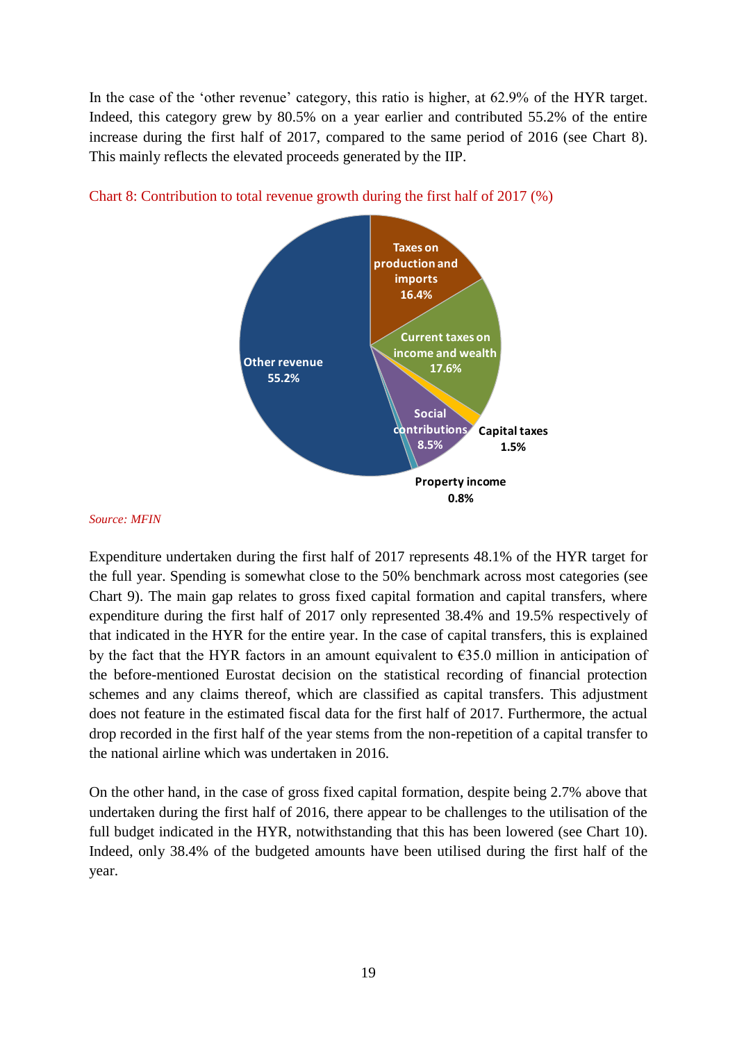In the case of the 'other revenue' category, this ratio is higher, at 62.9% of the HYR target. Indeed, this category grew by 80.5% on a year earlier and contributed 55.2% of the entire increase during the first half of 2017, compared to the same period of 2016 (see Chart 8). This mainly reflects the elevated proceeds generated by the IIP.

Chart 8: Contribution to total revenue growth during the first half of 2017 (%)

*Source: MFIN*

Expenditure undertaken during the first half of 2017 represents 48.1% of the HYR target for the full year. Spending is somewhat close to the 50% benchmark across most categories (see Chart 9). The main gap relates to gross fixed capital formation and capital transfers, where expenditure during the first half of 2017 only represented 38.4% and 19.5% respectively of that indicated in the HYR for the entire year. In the case of capital transfers, this is explained by the fact that the HYR factors in an amount equivalent to €35.0 million in anticipation of the before-mentioned Eurostat decision on the statistical recording of financial protection schemes and any claims thereof, which are classified as capital transfers. This adjustment does not feature in the estimated fiscal data for the first half of 2017. Furthermore, the actual drop recorded in the first half of the year stems from the non-repetition of a capital transfer to the national airline which was undertaken in 2016.

On the other hand, in the case of gross fixed capital formation, despite being 2.7% above that undertaken during the first half of 2016, there appear to be challenges to the utilisation of the full budget indicated in the HYR, notwithstanding that this has been lowered (see Chart 10). Indeed, only 38.4% of the budgeted amounts have been utilised during the first half of the year.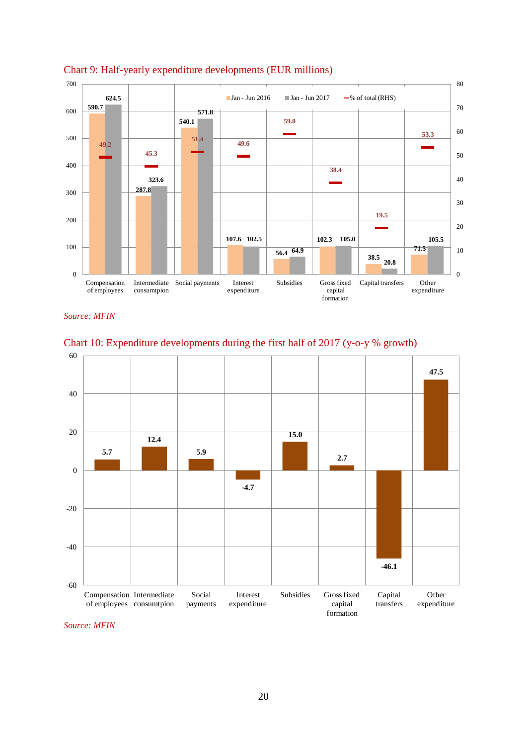Chart 9: Half-yearly expenditure developments (EUR millions)

| | Jan - Jun 2016 | Jan - Jun 2017 | % of total (RHS) |
|---|---|---|---|
| Compensation of employees | 590.7 | 624.5 | 49.2 |
| Intermediate consumtpion | 287.8 | 323.6 | 45.3 |
| Social payments | 540.1 | 571.8 | 51.4 |
| Interest expenditure | 107.6 | 102.5 | 49.6 |
| Subsidies | 56.4 | 64.9 | 59.0 |
| Gross fixed capital formation | 102.3 | 105.0 | 38.4 |
| Capital transfers | 38.5 | 20.8 | 19.5 |
| Other expenditure | 71.5 | 105.5 | 53.3 |

*Source: MFIN*

Chart 10: Expenditure developments during the first half of 2017 (y-o-y % growth)

| | y-o-y % growth |
|---|---|
| Compensation of employees | 5.7 |
| Intermediate consumtpion | 12.4 |
| Social payments | 5.9 |
| Interest expenditure | -4.7 |
| Subsidies | 15.0 |
| Gross fixed capital formation | 2.7 |
| Capital transfers | -46.1 |
| Other expenditure | 47.5 |

*Source: MFIN*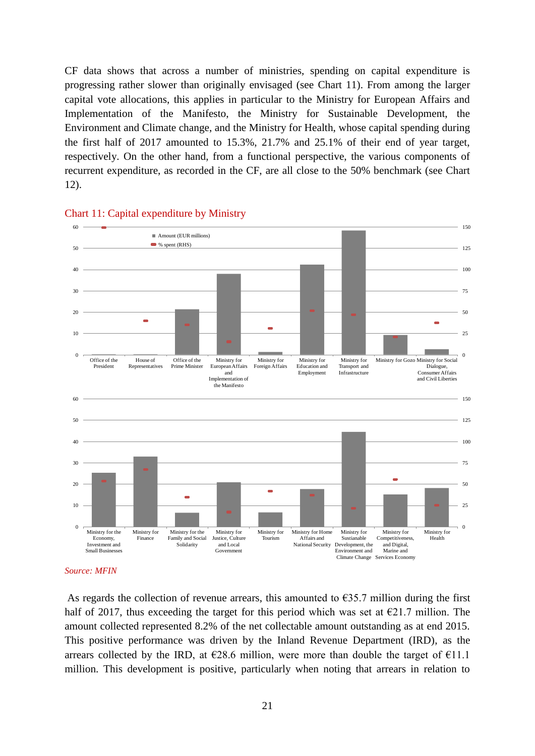CF data shows that across a number of ministries, spending on capital expenditure is progressing rather slower than originally envisaged (see Chart 11). From among the larger capital vote allocations, this applies in particular to the Ministry for European Affairs and Implementation of the Manifesto, the Ministry for Sustainable Development, the Environment and Climate change, and the Ministry for Health, whose capital spending during the first half of 2017 amounted to 15.3%, 21.7% and 25.1% of their end of year target, respectively. On the other hand, from a functional perspective, the various components of recurrent expenditure, as recorded in the CF, are all close to the 50% benchmark (see Chart 12).

Chart 11: Capital expenditure by Ministry

*Source: MFIN*

As regards the collection of revenue arrears, this amounted to €35.7 million during the first half of 2017, thus exceeding the target for this period which was set at €21.7 million. The amount collected represented 8.2% of the net collectable amount outstanding as at end 2015. This positive performance was driven by the Inland Revenue Department (IRD), as the arrears collected by the IRD, at €28.6 million, were more than double the target of €11.1 million. This development is positive, particularly when noting that arrears in relation to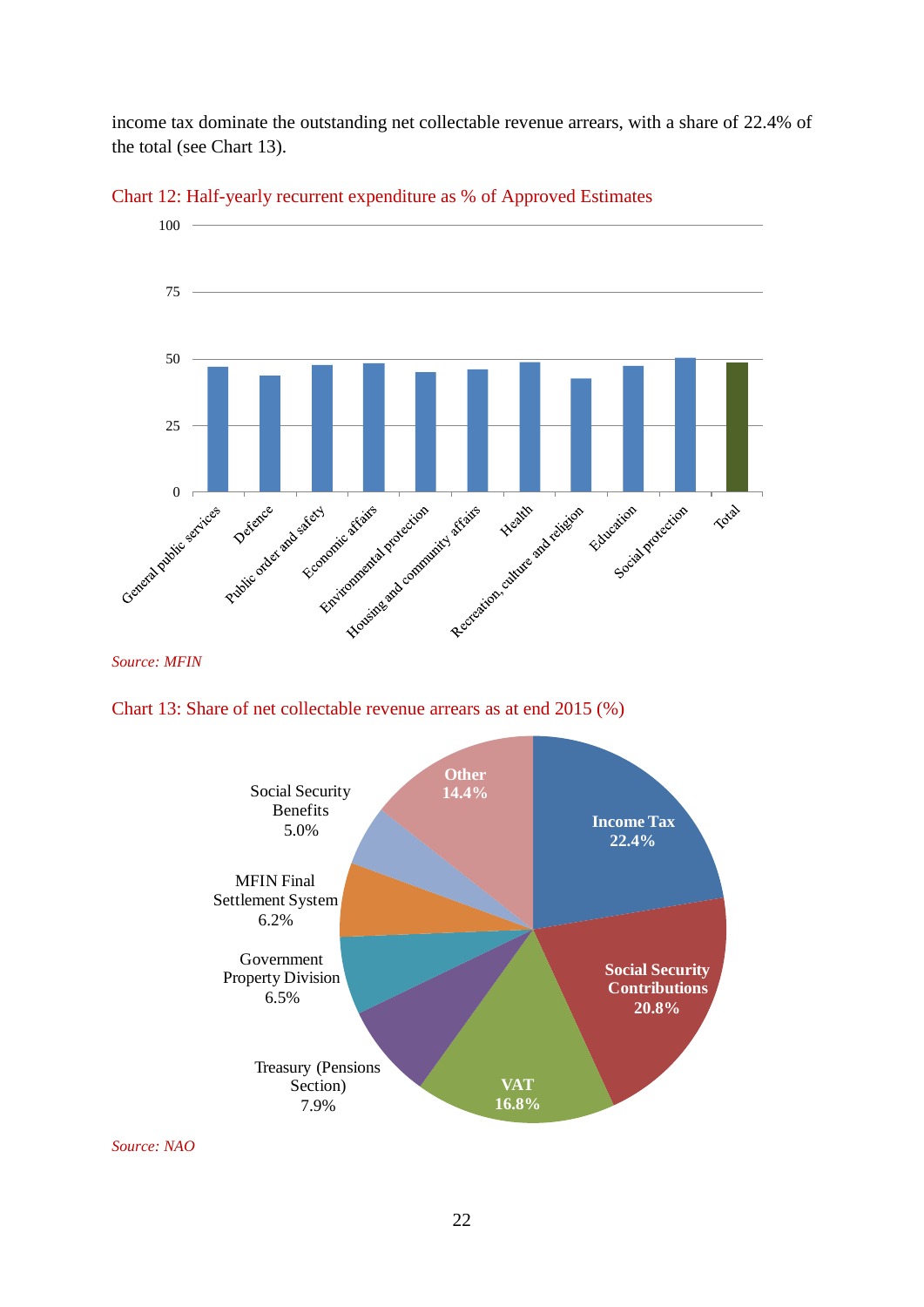income tax dominate the outstanding net collectable revenue arrears, with a share of 22.4% of the total (see Chart 13).

Chart 12: Half-yearly recurrent expenditure as % of Approved Estimates

*Source: MFIN*

Chart 13: Share of net collectable revenue arrears as at end 2015 (%)

*Source: NAO*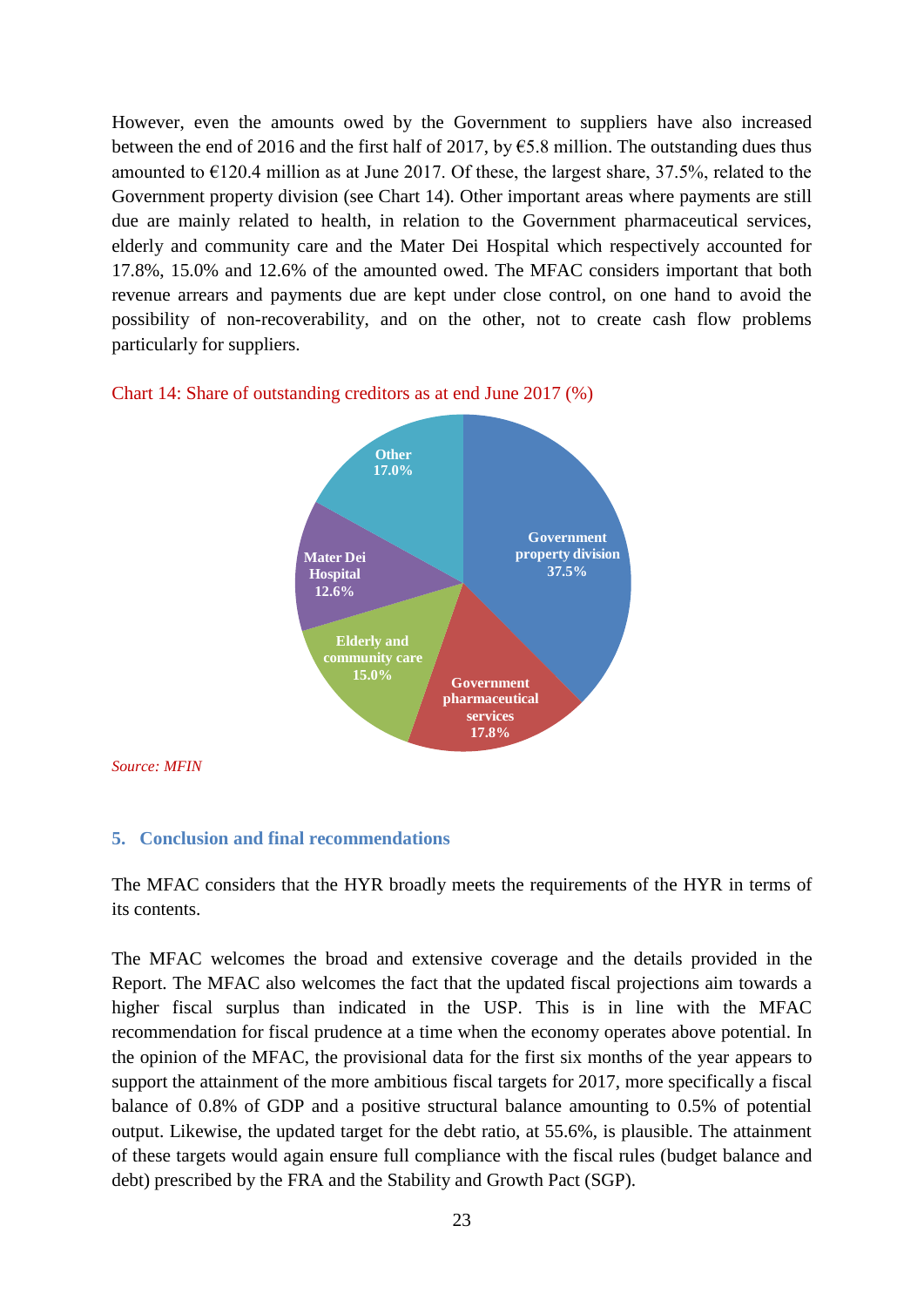However, even the amounts owed by the Government to suppliers have also increased between the end of 2016 and the first half of 2017, by €5.8 million. The outstanding dues thus amounted to €120.4 million as at June 2017. Of these, the largest share, 37.5%, related to the Government property division (see Chart 14). Other important areas where payments are still due are mainly related to health, in relation to the Government pharmaceutical services, elderly and community care and the Mater Dei Hospital which respectively accounted for 17.8%, 15.0% and 12.6% of the amounted owed. The MFAC considers important that both revenue arrears and payments due are kept under close control, on one hand to avoid the possibility of non-recoverability, and on the other, not to create cash flow problems particularly for suppliers.

Chart 14: Share of outstanding creditors as at end June 2017 (%)

| Category | Share (%) |
|---|---|
| Government property division | 37.5% |
| Government pharmaceutical services | 17.8% |
| Elderly and community care | 15.0% |
| Mater Dei Hospital | 12.6% |
| Other | 17.0% |

*Source: MFIN*

### 5. Conclusion and final recommendations

The MFAC considers that the HYR broadly meets the requirements of the HYR in terms of its contents.

The MFAC welcomes the broad and extensive coverage and the details provided in the Report. The MFAC also welcomes the fact that the updated fiscal projections aim towards a higher fiscal surplus than indicated in the USP. This is in line with the MFAC recommendation for fiscal prudence at a time when the economy operates above potential. In the opinion of the MFAC, the provisional data for the first six months of the year appears to support the attainment of the more ambitious fiscal targets for 2017, more specifically a fiscal balance of 0.8% of GDP and a positive structural balance amounting to 0.5% of potential output. Likewise, the updated target for the debt ratio, at 55.6%, is plausible. The attainment of these targets would again ensure full compliance with the fiscal rules (budget balance and debt) prescribed by the FRA and the Stability and Growth Pact (SGP).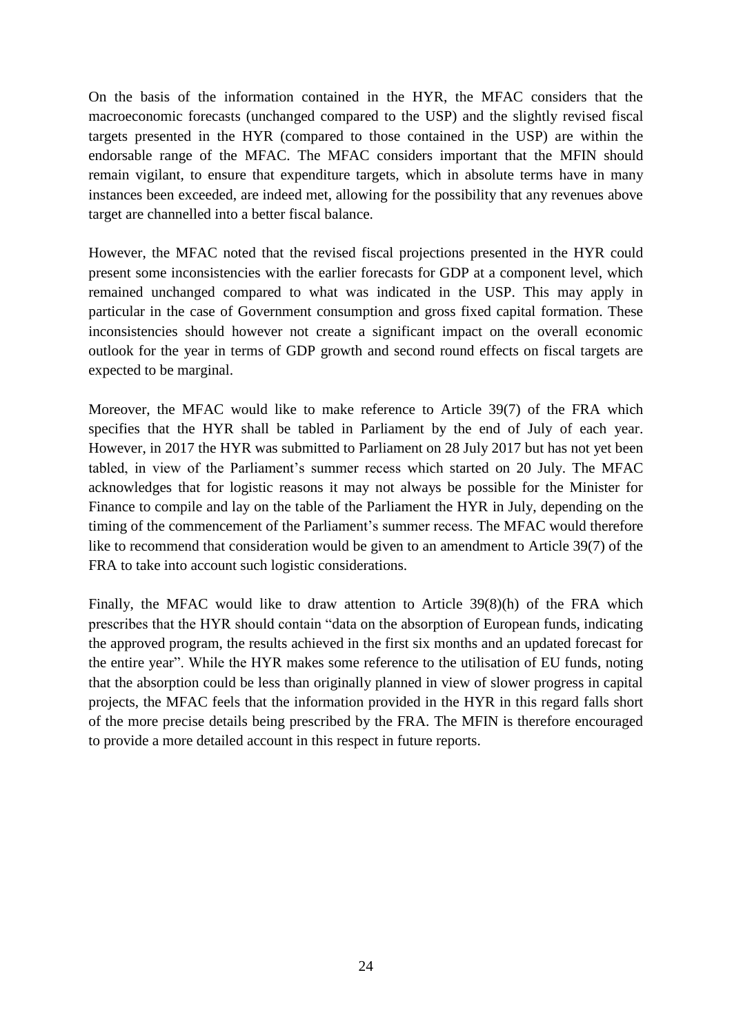On the basis of the information contained in the HYR, the MFAC considers that the macroeconomic forecasts (unchanged compared to the USP) and the slightly revised fiscal targets presented in the HYR (compared to those contained in the USP) are within the endorsable range of the MFAC. The MFAC considers important that the MFIN should remain vigilant, to ensure that expenditure targets, which in absolute terms have in many instances been exceeded, are indeed met, allowing for the possibility that any revenues above target are channelled into a better fiscal balance.

However, the MFAC noted that the revised fiscal projections presented in the HYR could present some inconsistencies with the earlier forecasts for GDP at a component level, which remained unchanged compared to what was indicated in the USP. This may apply in particular in the case of Government consumption and gross fixed capital formation. These inconsistencies should however not create a significant impact on the overall economic outlook for the year in terms of GDP growth and second round effects on fiscal targets are expected to be marginal.

Moreover, the MFAC would like to make reference to Article 39(7) of the FRA which specifies that the HYR shall be tabled in Parliament by the end of July of each year. However, in 2017 the HYR was submitted to Parliament on 28 July 2017 but has not yet been tabled, in view of the Parliament's summer recess which started on 20 July. The MFAC acknowledges that for logistic reasons it may not always be possible for the Minister for Finance to compile and lay on the table of the Parliament the HYR in July, depending on the timing of the commencement of the Parliament's summer recess. The MFAC would therefore like to recommend that consideration would be given to an amendment to Article 39(7) of the FRA to take into account such logistic considerations.

Finally, the MFAC would like to draw attention to Article 39(8)(h) of the FRA which prescribes that the HYR should contain "data on the absorption of European funds, indicating the approved program, the results achieved in the first six months and an updated forecast for the entire year". While the HYR makes some reference to the utilisation of EU funds, noting that the absorption could be less than originally planned in view of slower progress in capital projects, the MFAC feels that the information provided in the HYR in this regard falls short of the more precise details being prescribed by the FRA. The MFIN is therefore encouraged to provide a more detailed account in this respect in future reports.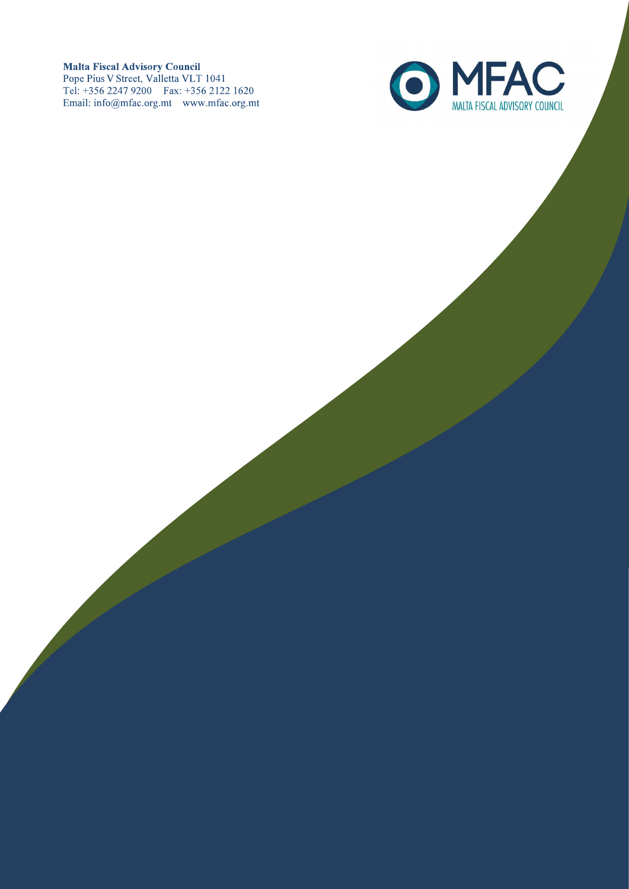**Malta Fiscal Advisory Council**
Pope Pius V Street, Valletta VLT 1041
Tel: +356 2247 9200    Fax: +356 2122 1620
Email: info@mfac.org.mt    www.mfac.org.mt

MFAC
MALTA FISCAL ADVISORY COUNCIL